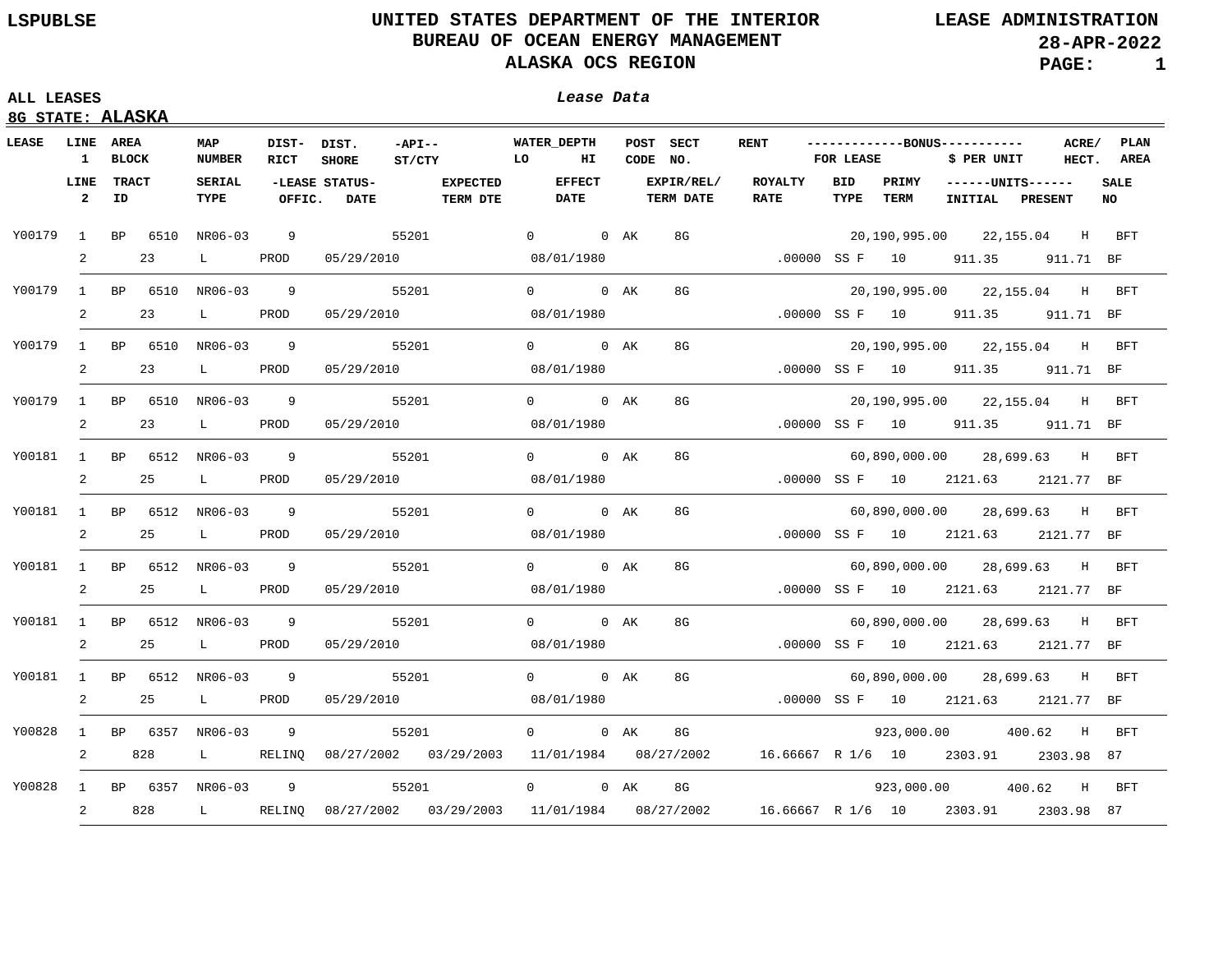LSPUBLSE

# UNITED STATES DEPARTMENT OF THE INTERIOR
## BUREAU OF OCEAN ENERGY MANAGEMENT
## ALASKA OCS REGION

LEASE ADMINISTRATION
28-APR-2022

ALL LEASES
**8G STATE: ALASKA**

*Lease Data*

| LEASE | LINE 1 / LINE 2 | AREA BLOCK / TRACT ID | MAP NUMBER / SERIAL TYPE | DIST-RICT / -LEASE STATUS- OFFIC. | DIST. SHORE / DATE | -API-- ST/CTY / EXPECTED TERM DTE | WATER_DEPTH LO / EFFECT DATE | WATER_DEPTH HI | POST CODE | SECT NO. / EXPIR/REL/ TERM DATE | RENT / ROYALTY RATE | BONUS FOR LEASE / BID TYPE, PRIMY TERM | $ PER UNIT / UNITS INITIAL | ACRE/ HECT. / UNITS PRESENT | PLAN AREA / SALE NO |
|---|---|---|---|---|---|---|---|---|---|---|---|---|---|---|---|
| Y00179 | 1 | BP 6510 | NR06-03 | 9 | | 55201 | 0 | 0 | AK | 8G | | 20,190,995.00 | 22,155.04 | H | BFT |
| | 2 | 23 | L | PROD | 05/29/2010 | | 08/01/1980 | | | | .00000 | SS F 10 | 911.35 | 911.71 | BF |
| Y00179 | 1 | BP 6510 | NR06-03 | 9 | | 55201 | 0 | 0 | AK | 8G | | 20,190,995.00 | 22,155.04 | H | BFT |
| | 2 | 23 | L | PROD | 05/29/2010 | | 08/01/1980 | | | | .00000 | SS F 10 | 911.35 | 911.71 | BF |
| Y00179 | 1 | BP 6510 | NR06-03 | 9 | | 55201 | 0 | 0 | AK | 8G | | 20,190,995.00 | 22,155.04 | H | BFT |
| | 2 | 23 | L | PROD | 05/29/2010 | | 08/01/1980 | | | | .00000 | SS F 10 | 911.35 | 911.71 | BF |
| Y00179 | 1 | BP 6510 | NR06-03 | 9 | | 55201 | 0 | 0 | AK | 8G | | 20,190,995.00 | 22,155.04 | H | BFT |
| | 2 | 23 | L | PROD | 05/29/2010 | | 08/01/1980 | | | | .00000 | SS F 10 | 911.35 | 911.71 | BF |
| Y00181 | 1 | BP 6512 | NR06-03 | 9 | | 55201 | 0 | 0 | AK | 8G | | 60,890,000.00 | 28,699.63 | H | BFT |
| | 2 | 25 | L | PROD | 05/29/2010 | | 08/01/1980 | | | | .00000 | SS F 10 | 2121.63 | 2121.77 | BF |
| Y00181 | 1 | BP 6512 | NR06-03 | 9 | | 55201 | 0 | 0 | AK | 8G | | 60,890,000.00 | 28,699.63 | H | BFT |
| | 2 | 25 | L | PROD | 05/29/2010 | | 08/01/1980 | | | | .00000 | SS F 10 | 2121.63 | 2121.77 | BF |
| Y00181 | 1 | BP 6512 | NR06-03 | 9 | | 55201 | 0 | 0 | AK | 8G | | 60,890,000.00 | 28,699.63 | H | BFT |
| | 2 | 25 | L | PROD | 05/29/2010 | | 08/01/1980 | | | | .00000 | SS F 10 | 2121.63 | 2121.77 | BF |
| Y00181 | 1 | BP 6512 | NR06-03 | 9 | | 55201 | 0 | 0 | AK | 8G | | 60,890,000.00 | 28,699.63 | H | BFT |
| | 2 | 25 | L | PROD | 05/29/2010 | | 08/01/1980 | | | | .00000 | SS F 10 | 2121.63 | 2121.77 | BF |
| Y00181 | 1 | BP 6512 | NR06-03 | 9 | | 55201 | 0 | 0 | AK | 8G | | 60,890,000.00 | 28,699.63 | H | BFT |
| | 2 | 25 | L | PROD | 05/29/2010 | | 08/01/1980 | | | | .00000 | SS F 10 | 2121.63 | 2121.77 | BF |
| Y00828 | 1 | BP 6357 | NR06-03 | 9 | | 55201 | 0 | 0 | AK | 8G | | 923,000.00 | 400.62 | H | BFT |
| | 2 | 828 | L | RELINQ | 08/27/2002 | 03/29/2003 | 11/01/1984 | | | 08/27/2002 | 16.66667 | R 1/6 10 | 2303.91 | 2303.98 | 87 |
| Y00828 | 1 | BP 6357 | NR06-03 | 9 | | 55201 | 0 | 0 | AK | 8G | | 923,000.00 | 400.62 | H | BFT |
| | 2 | 828 | L | RELINQ | 08/27/2002 | 03/29/2003 | 11/01/1984 | | | 08/27/2002 | 16.66667 | R 1/6 10 | 2303.91 | 2303.98 | 87 |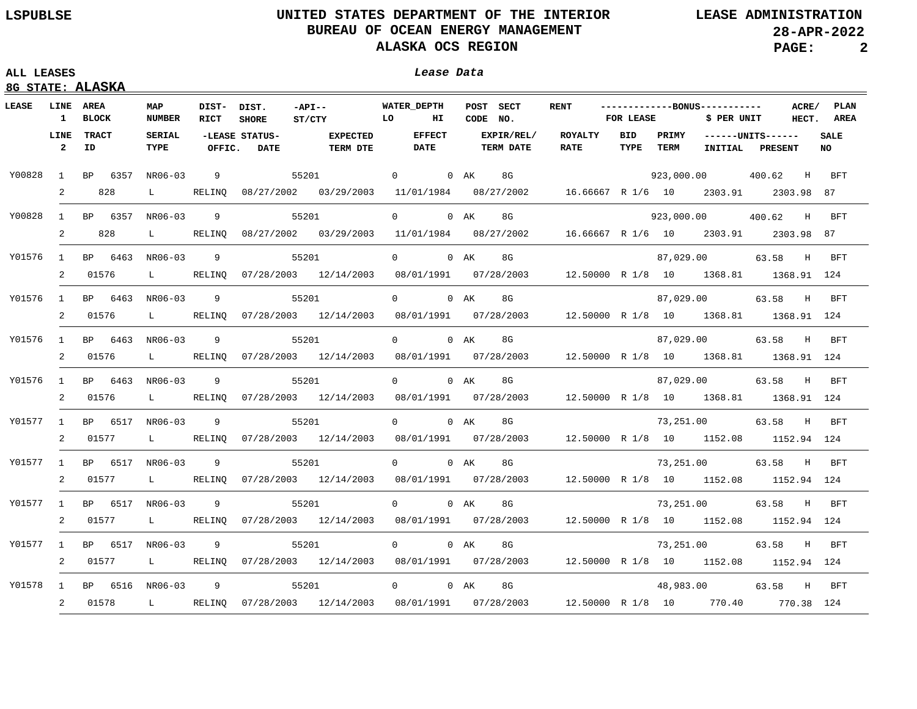**ALL LEASES**

**8G STATE: ALASKA**

***Lease Data***

| LEASE | LINE 1 / LINE 2 | AREA BLOCK / TRACT ID | MAP NUMBER / SERIAL TYPE | DIST-RICT / -LEASE STATUS- OFFIC. | DIST. SHORE / DATE | -API-- ST/CTY / EXPECTED TERM DTE | WATER_DEPTH LO / EFFECT DATE | WATER_DEPTH HI | POST CODE / EXPIR/REL/ TERM DATE | SECT NO. | RENT / ROYALTY RATE | BID TYPE | BONUS FOR LEASE / PRIMY TERM | BONUS $ PER UNIT / UNITS INITIAL | ACRE/ HECT. / UNITS PRESENT | PLAN AREA / SALE NO |
|---|---|---|---|---|---|---|---|---|---|---|---|---|---|---|---|---|
| Y00828 | 1 | BP 6357 | NR06-03 | 9 | | 55201 | 0 | 0 | AK | 8G | | | 923,000.00 | 400.62 | H | BFT |
| | 2 | 828 | L | RELINQ | 08/27/2002 | 03/29/2003 | 11/01/1984 | | 08/27/2002 | | 16.66667 | R 1/6 | 10 | 2303.91 | 2303.98 | 87 |
| Y00828 | 1 | BP 6357 | NR06-03 | 9 | | 55201 | 0 | 0 | AK | 8G | | | 923,000.00 | 400.62 | H | BFT |
| | 2 | 828 | L | RELINQ | 08/27/2002 | 03/29/2003 | 11/01/1984 | | 08/27/2002 | | 16.66667 | R 1/6 | 10 | 2303.91 | 2303.98 | 87 |
| Y01576 | 1 | BP 6463 | NR06-03 | 9 | | 55201 | 0 | 0 | AK | 8G | | | 87,029.00 | 63.58 | H | BFT |
| | 2 | 01576 | L | RELINQ | 07/28/2003 | 12/14/2003 | 08/01/1991 | | 07/28/2003 | | 12.50000 | R 1/8 | 10 | 1368.81 | 1368.91 | 124 |
| Y01576 | 1 | BP 6463 | NR06-03 | 9 | | 55201 | 0 | 0 | AK | 8G | | | 87,029.00 | 63.58 | H | BFT |
| | 2 | 01576 | L | RELINQ | 07/28/2003 | 12/14/2003 | 08/01/1991 | | 07/28/2003 | | 12.50000 | R 1/8 | 10 | 1368.81 | 1368.91 | 124 |
| Y01576 | 1 | BP 6463 | NR06-03 | 9 | | 55201 | 0 | 0 | AK | 8G | | | 87,029.00 | 63.58 | H | BFT |
| | 2 | 01576 | L | RELINQ | 07/28/2003 | 12/14/2003 | 08/01/1991 | | 07/28/2003 | | 12.50000 | R 1/8 | 10 | 1368.81 | 1368.91 | 124 |
| Y01576 | 1 | BP 6463 | NR06-03 | 9 | | 55201 | 0 | 0 | AK | 8G | | | 87,029.00 | 63.58 | H | BFT |
| | 2 | 01576 | L | RELINQ | 07/28/2003 | 12/14/2003 | 08/01/1991 | | 07/28/2003 | | 12.50000 | R 1/8 | 10 | 1368.81 | 1368.91 | 124 |
| Y01577 | 1 | BP 6517 | NR06-03 | 9 | | 55201 | 0 | 0 | AK | 8G | | | 73,251.00 | 63.58 | H | BFT |
| | 2 | 01577 | L | RELINQ | 07/28/2003 | 12/14/2003 | 08/01/1991 | | 07/28/2003 | | 12.50000 | R 1/8 | 10 | 1152.08 | 1152.94 | 124 |
| Y01577 | 1 | BP 6517 | NR06-03 | 9 | | 55201 | 0 | 0 | AK | 8G | | | 73,251.00 | 63.58 | H | BFT |
| | 2 | 01577 | L | RELINQ | 07/28/2003 | 12/14/2003 | 08/01/1991 | | 07/28/2003 | | 12.50000 | R 1/8 | 10 | 1152.08 | 1152.94 | 124 |
| Y01577 | 1 | BP 6517 | NR06-03 | 9 | | 55201 | 0 | 0 | AK | 8G | | | 73,251.00 | 63.58 | H | BFT |
| | 2 | 01577 | L | RELINQ | 07/28/2003 | 12/14/2003 | 08/01/1991 | | 07/28/2003 | | 12.50000 | R 1/8 | 10 | 1152.08 | 1152.94 | 124 |
| Y01577 | 1 | BP 6517 | NR06-03 | 9 | | 55201 | 0 | 0 | AK | 8G | | | 73,251.00 | 63.58 | H | BFT |
| | 2 | 01577 | L | RELINQ | 07/28/2003 | 12/14/2003 | 08/01/1991 | | 07/28/2003 | | 12.50000 | R 1/8 | 10 | 1152.08 | 1152.94 | 124 |
| Y01578 | 1 | BP 6516 | NR06-03 | 9 | | 55201 | 0 | 0 | AK | 8G | | | 48,983.00 | 63.58 | H | BFT |
| | 2 | 01578 | L | RELINQ | 07/28/2003 | 12/14/2003 | 08/01/1991 | | 07/28/2003 | | 12.50000 | R 1/8 | 10 | 770.40 | 770.38 | 124 |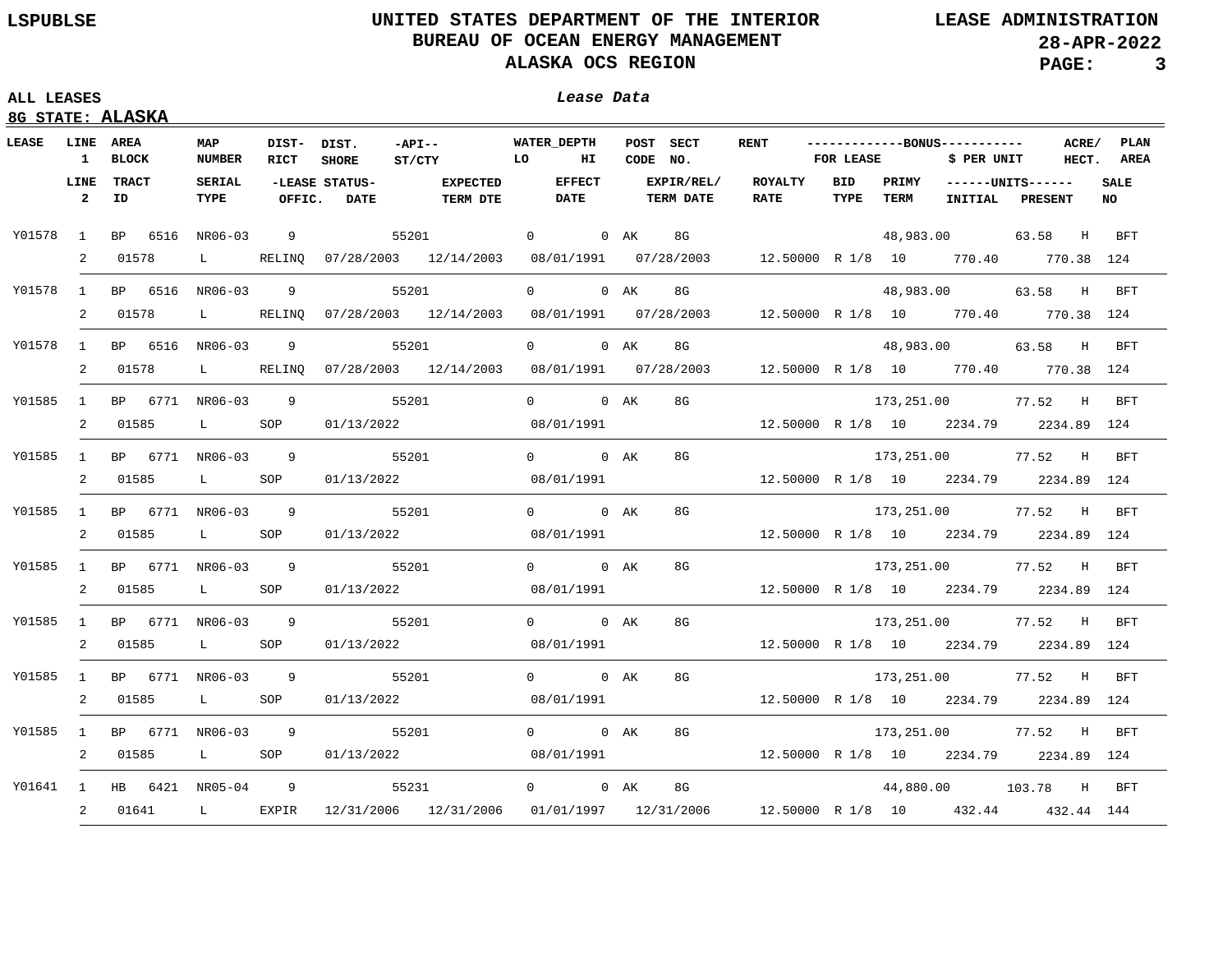**ALL LEASES**

**8G STATE: ALASKA**

***Lease Data***

| LEASE | LINE 1 / LINE 2 | AREA BLOCK / TRACT ID | MAP NUMBER / SERIAL TYPE | DIST-RICT / -LEASE STATUS- OFFIC. | DIST. SHORE / DATE | -API-- ST/CTY / EXPECTED TERM DTE | WATER_DEPTH LO / EFFECT DATE | WATER_DEPTH HI | POST CODE | SECT NO. / EXPIR/REL/ TERM DATE | RENT / ROYALTY RATE | BID TYPE | BONUS FOR LEASE / PRIMY TERM | BONUS $ PER UNIT / UNITS INITIAL | ACRE/ HECT. / UNITS PRESENT | PLAN AREA / SALE NO |
|---|---|---|---|---|---|---|---|---|---|---|---|---|---|---|---|---|
| Y01578 | 1 | BP 6516 | NR06-03 | 9 | | 55201 | 0 | 0 | AK | 8G | | | 48,983.00 | 63.58 | H | BFT |
| | 2 | 01578 | L | RELINQ | 07/28/2003 | 12/14/2003 | 08/01/1991 | | | 07/28/2003 | 12.50000 | R 1/8 | 10 | 770.40 | 770.38 | 124 |
| Y01578 | 1 | BP 6516 | NR06-03 | 9 | | 55201 | 0 | 0 | AK | 8G | | | 48,983.00 | 63.58 | H | BFT |
| | 2 | 01578 | L | RELINQ | 07/28/2003 | 12/14/2003 | 08/01/1991 | | | 07/28/2003 | 12.50000 | R 1/8 | 10 | 770.40 | 770.38 | 124 |
| Y01578 | 1 | BP 6516 | NR06-03 | 9 | | 55201 | 0 | 0 | AK | 8G | | | 48,983.00 | 63.58 | H | BFT |
| | 2 | 01578 | L | RELINQ | 07/28/2003 | 12/14/2003 | 08/01/1991 | | | 07/28/2003 | 12.50000 | R 1/8 | 10 | 770.40 | 770.38 | 124 |
| Y01585 | 1 | BP 6771 | NR06-03 | 9 | | 55201 | 0 | 0 | AK | 8G | | | 173,251.00 | 77.52 | H | BFT |
| | 2 | 01585 | L | SOP | 01/13/2022 | | 08/01/1991 | | | | 12.50000 | R 1/8 | 10 | 2234.79 | 2234.89 | 124 |
| Y01585 | 1 | BP 6771 | NR06-03 | 9 | | 55201 | 0 | 0 | AK | 8G | | | 173,251.00 | 77.52 | H | BFT |
| | 2 | 01585 | L | SOP | 01/13/2022 | | 08/01/1991 | | | | 12.50000 | R 1/8 | 10 | 2234.79 | 2234.89 | 124 |
| Y01585 | 1 | BP 6771 | NR06-03 | 9 | | 55201 | 0 | 0 | AK | 8G | | | 173,251.00 | 77.52 | H | BFT |
| | 2 | 01585 | L | SOP | 01/13/2022 | | 08/01/1991 | | | | 12.50000 | R 1/8 | 10 | 2234.79 | 2234.89 | 124 |
| Y01585 | 1 | BP 6771 | NR06-03 | 9 | | 55201 | 0 | 0 | AK | 8G | | | 173,251.00 | 77.52 | H | BFT |
| | 2 | 01585 | L | SOP | 01/13/2022 | | 08/01/1991 | | | | 12.50000 | R 1/8 | 10 | 2234.79 | 2234.89 | 124 |
| Y01585 | 1 | BP 6771 | NR06-03 | 9 | | 55201 | 0 | 0 | AK | 8G | | | 173,251.00 | 77.52 | H | BFT |
| | 2 | 01585 | L | SOP | 01/13/2022 | | 08/01/1991 | | | | 12.50000 | R 1/8 | 10 | 2234.79 | 2234.89 | 124 |
| Y01585 | 1 | BP 6771 | NR06-03 | 9 | | 55201 | 0 | 0 | AK | 8G | | | 173,251.00 | 77.52 | H | BFT |
| | 2 | 01585 | L | SOP | 01/13/2022 | | 08/01/1991 | | | | 12.50000 | R 1/8 | 10 | 2234.79 | 2234.89 | 124 |
| Y01585 | 1 | BP 6771 | NR06-03 | 9 | | 55201 | 0 | 0 | AK | 8G | | | 173,251.00 | 77.52 | H | BFT |
| | 2 | 01585 | L | SOP | 01/13/2022 | | 08/01/1991 | | | | 12.50000 | R 1/8 | 10 | 2234.79 | 2234.89 | 124 |
| Y01641 | 1 | HB 6421 | NR05-04 | 9 | | 55231 | 0 | 0 | AK | 8G | | | 44,880.00 | 103.78 | H | BFT |
| | 2 | 01641 | L | EXPIR | 12/31/2006 | 12/31/2006 | 01/01/1997 | | | 12/31/2006 | 12.50000 | R 1/8 | 10 | 432.44 | 432.44 | 144 |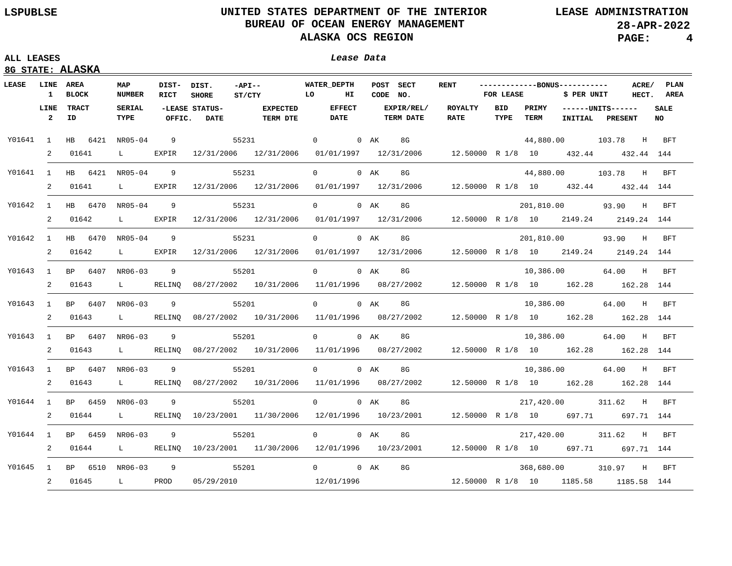UNITED STATES DEPARTMENT OF THE INTERIOR
BUREAU OF OCEAN ENERGY MANAGEMENT
ALASKA OCS REGION

LSPUBLSE — LEASE ADMINISTRATION — 28-APR-2022

ALL LEASES

*Lease Data*

8G STATE: **ALASKA**

| LEASE | LINE 1 | AREA BLOCK | MAP NUMBER | DIST-RICT | DIST. SHORE | -API-- ST/CTY | WATER_DEPTH LO | WATER_DEPTH HI | POST CODE | SECT NO. | RENT | BONUS FOR LEASE | BONUS $ PER UNIT | ACRE/ HECT. | PLAN AREA |
|---|---|---|---|---|---|---|---|---|---|---|---|---|---|---|---|
| | **LINE 2** | **TRACT ID** | **SERIAL TYPE** | **-LEASE STATUS- OFFIC.** | **DATE** | **EXPECTED TERM DTE** | **EFFECT DATE** | **EXPIR/REL/ TERM DATE** | **ROYALTY RATE** | **BID TYPE** | **PRIMY TERM** | **UNITS INITIAL** | **UNITS PRESENT** | **SALE NO** | |
| Y01641 | 1 | HB 6421 | NR05-04 | 9 | | 55231 | 0 | 0 | AK | 8G | | 44,880.00 | 103.78 | H | BFT |
| | 2 | 01641 | L | EXPIR | 12/31/2006 | 12/31/2006 | 01/01/1997 | 12/31/2006 | 12.50000 | R 1/8 | 10 | 432.44 | 432.44 | 144 | |
| Y01641 | 1 | HB 6421 | NR05-04 | 9 | | 55231 | 0 | 0 | AK | 8G | | 44,880.00 | 103.78 | H | BFT |
| | 2 | 01641 | L | EXPIR | 12/31/2006 | 12/31/2006 | 01/01/1997 | 12/31/2006 | 12.50000 | R 1/8 | 10 | 432.44 | 432.44 | 144 | |
| Y01642 | 1 | HB 6470 | NR05-04 | 9 | | 55231 | 0 | 0 | AK | 8G | | 201,810.00 | 93.90 | H | BFT |
| | 2 | 01642 | L | EXPIR | 12/31/2006 | 12/31/2006 | 01/01/1997 | 12/31/2006 | 12.50000 | R 1/8 | 10 | 2149.24 | 2149.24 | 144 | |
| Y01642 | 1 | HB 6470 | NR05-04 | 9 | | 55231 | 0 | 0 | AK | 8G | | 201,810.00 | 93.90 | H | BFT |
| | 2 | 01642 | L | EXPIR | 12/31/2006 | 12/31/2006 | 01/01/1997 | 12/31/2006 | 12.50000 | R 1/8 | 10 | 2149.24 | 2149.24 | 144 | |
| Y01643 | 1 | BP 6407 | NR06-03 | 9 | | 55201 | 0 | 0 | AK | 8G | | 10,386.00 | 64.00 | H | BFT |
| | 2 | 01643 | L | RELINQ | 08/27/2002 | 10/31/2006 | 11/01/1996 | 08/27/2002 | 12.50000 | R 1/8 | 10 | 162.28 | 162.28 | 144 | |
| Y01643 | 1 | BP 6407 | NR06-03 | 9 | | 55201 | 0 | 0 | AK | 8G | | 10,386.00 | 64.00 | H | BFT |
| | 2 | 01643 | L | RELINQ | 08/27/2002 | 10/31/2006 | 11/01/1996 | 08/27/2002 | 12.50000 | R 1/8 | 10 | 162.28 | 162.28 | 144 | |
| Y01643 | 1 | BP 6407 | NR06-03 | 9 | | 55201 | 0 | 0 | AK | 8G | | 10,386.00 | 64.00 | H | BFT |
| | 2 | 01643 | L | RELINQ | 08/27/2002 | 10/31/2006 | 11/01/1996 | 08/27/2002 | 12.50000 | R 1/8 | 10 | 162.28 | 162.28 | 144 | |
| Y01643 | 1 | BP 6407 | NR06-03 | 9 | | 55201 | 0 | 0 | AK | 8G | | 10,386.00 | 64.00 | H | BFT |
| | 2 | 01643 | L | RELINQ | 08/27/2002 | 10/31/2006 | 11/01/1996 | 08/27/2002 | 12.50000 | R 1/8 | 10 | 162.28 | 162.28 | 144 | |
| Y01644 | 1 | BP 6459 | NR06-03 | 9 | | 55201 | 0 | 0 | AK | 8G | | 217,420.00 | 311.62 | H | BFT |
| | 2 | 01644 | L | RELINQ | 10/23/2001 | 11/30/2006 | 12/01/1996 | 10/23/2001 | 12.50000 | R 1/8 | 10 | 697.71 | 697.71 | 144 | |
| Y01644 | 1 | BP 6459 | NR06-03 | 9 | | 55201 | 0 | 0 | AK | 8G | | 217,420.00 | 311.62 | H | BFT |
| | 2 | 01644 | L | RELINQ | 10/23/2001 | 11/30/2006 | 12/01/1996 | 10/23/2001 | 12.50000 | R 1/8 | 10 | 697.71 | 697.71 | 144 | |
| Y01645 | 1 | BP 6510 | NR06-03 | 9 | | 55201 | 0 | 0 | AK | 8G | | 368,680.00 | 310.97 | H | BFT |
| | 2 | 01645 | L | PROD | 05/29/2010 | | 12/01/1996 | | 12.50000 | R 1/8 | 10 | 1185.58 | 1185.58 | 144 | |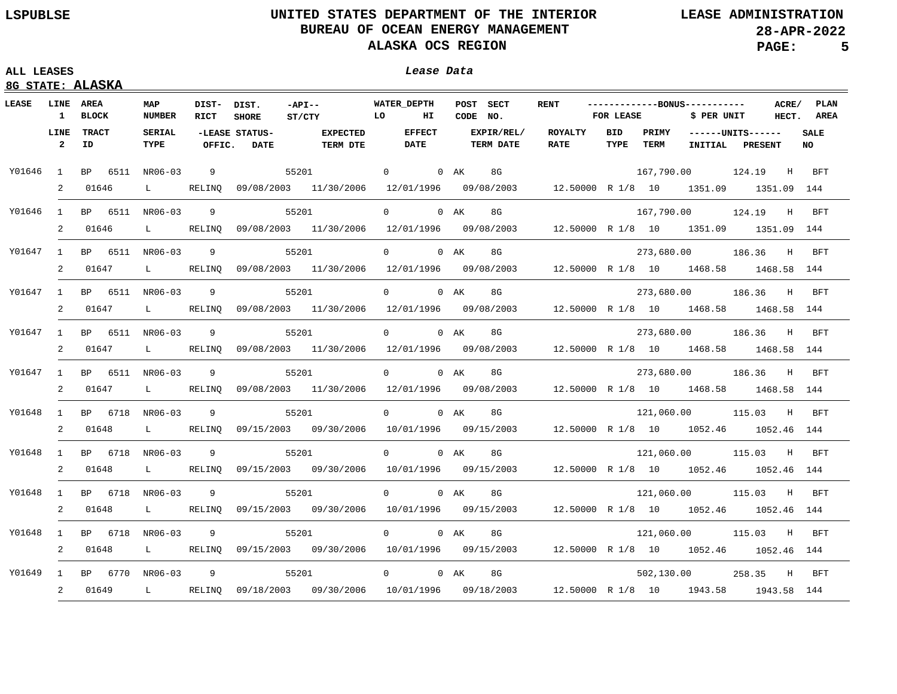LSPUBLSE

# UNITED STATES DEPARTMENT OF THE INTERIOR
## BUREAU OF OCEAN ENERGY MANAGEMENT
## ALASKA OCS REGION

LEASE ADMINISTRATION
28-APR-2022

ALL LEASES

8G STATE: **ALASKA**

*Lease Data*

| LEASE | LINE 1 / LINE 2 | AREA BLOCK / TRACT ID | MAP NUMBER / SERIAL TYPE | DIST-RICT / LEASE STATUS OFFIC. | DIST. SHORE / LEASE STATUS DATE | -API-- ST/CTY / EXPECTED TERM DTE | WATER_DEPTH LO / EFFECT DATE | WATER_DEPTH HI | POST CODE | SECT NO. / EXPIR/REL/ TERM DATE | RENT / ROYALTY RATE | BID TYPE | PRIMY TERM | BONUS FOR LEASE / UNITS INITIAL | $ PER UNIT / UNITS PRESENT | ACRE/ HECT. | PLAN AREA / SALE NO |
|---|---|---|---|---|---|---|---|---|---|---|---|---|---|---|---|---|---|
| Y01646 | 1 | BP 6511 | NR06-03 | 9 | | 55201 | 0 | 0 | AK | 8G | | | | 167,790.00 | 124.19 | H | BFT |
| | 2 | 01646 | L | RELINQ | 09/08/2003 | 11/30/2006 | 12/01/1996 | | | 09/08/2003 | 12.50000 | R 1/8 | 10 | 1351.09 | 1351.09 | | 144 |
| Y01646 | 1 | BP 6511 | NR06-03 | 9 | | 55201 | 0 | 0 | AK | 8G | | | | 167,790.00 | 124.19 | H | BFT |
| | 2 | 01646 | L | RELINQ | 09/08/2003 | 11/30/2006 | 12/01/1996 | | | 09/08/2003 | 12.50000 | R 1/8 | 10 | 1351.09 | 1351.09 | | 144 |
| Y01647 | 1 | BP 6511 | NR06-03 | 9 | | 55201 | 0 | 0 | AK | 8G | | | | 273,680.00 | 186.36 | H | BFT |
| | 2 | 01647 | L | RELINQ | 09/08/2003 | 11/30/2006 | 12/01/1996 | | | 09/08/2003 | 12.50000 | R 1/8 | 10 | 1468.58 | 1468.58 | | 144 |
| Y01647 | 1 | BP 6511 | NR06-03 | 9 | | 55201 | 0 | 0 | AK | 8G | | | | 273,680.00 | 186.36 | H | BFT |
| | 2 | 01647 | L | RELINQ | 09/08/2003 | 11/30/2006 | 12/01/1996 | | | 09/08/2003 | 12.50000 | R 1/8 | 10 | 1468.58 | 1468.58 | | 144 |
| Y01647 | 1 | BP 6511 | NR06-03 | 9 | | 55201 | 0 | 0 | AK | 8G | | | | 273,680.00 | 186.36 | H | BFT |
| | 2 | 01647 | L | RELINQ | 09/08/2003 | 11/30/2006 | 12/01/1996 | | | 09/08/2003 | 12.50000 | R 1/8 | 10 | 1468.58 | 1468.58 | | 144 |
| Y01647 | 1 | BP 6511 | NR06-03 | 9 | | 55201 | 0 | 0 | AK | 8G | | | | 273,680.00 | 186.36 | H | BFT |
| | 2 | 01647 | L | RELINQ | 09/08/2003 | 11/30/2006 | 12/01/1996 | | | 09/08/2003 | 12.50000 | R 1/8 | 10 | 1468.58 | 1468.58 | | 144 |
| Y01648 | 1 | BP 6718 | NR06-03 | 9 | | 55201 | 0 | 0 | AK | 8G | | | | 121,060.00 | 115.03 | H | BFT |
| | 2 | 01648 | L | RELINQ | 09/15/2003 | 09/30/2006 | 10/01/1996 | | | 09/15/2003 | 12.50000 | R 1/8 | 10 | 1052.46 | 1052.46 | | 144 |
| Y01648 | 1 | BP 6718 | NR06-03 | 9 | | 55201 | 0 | 0 | AK | 8G | | | | 121,060.00 | 115.03 | H | BFT |
| | 2 | 01648 | L | RELINQ | 09/15/2003 | 09/30/2006 | 10/01/1996 | | | 09/15/2003 | 12.50000 | R 1/8 | 10 | 1052.46 | 1052.46 | | 144 |
| Y01648 | 1 | BP 6718 | NR06-03 | 9 | | 55201 | 0 | 0 | AK | 8G | | | | 121,060.00 | 115.03 | H | BFT |
| | 2 | 01648 | L | RELINQ | 09/15/2003 | 09/30/2006 | 10/01/1996 | | | 09/15/2003 | 12.50000 | R 1/8 | 10 | 1052.46 | 1052.46 | | 144 |
| Y01648 | 1 | BP 6718 | NR06-03 | 9 | | 55201 | 0 | 0 | AK | 8G | | | | 121,060.00 | 115.03 | H | BFT |
| | 2 | 01648 | L | RELINQ | 09/15/2003 | 09/30/2006 | 10/01/1996 | | | 09/15/2003 | 12.50000 | R 1/8 | 10 | 1052.46 | 1052.46 | | 144 |
| Y01649 | 1 | BP 6770 | NR06-03 | 9 | | 55201 | 0 | 0 | AK | 8G | | | | 502,130.00 | 258.35 | H | BFT |
| | 2 | 01649 | L | RELINQ | 09/18/2003 | 09/30/2006 | 10/01/1996 | | | 09/18/2003 | 12.50000 | R 1/8 | 10 | 1943.58 | 1943.58 | | 144 |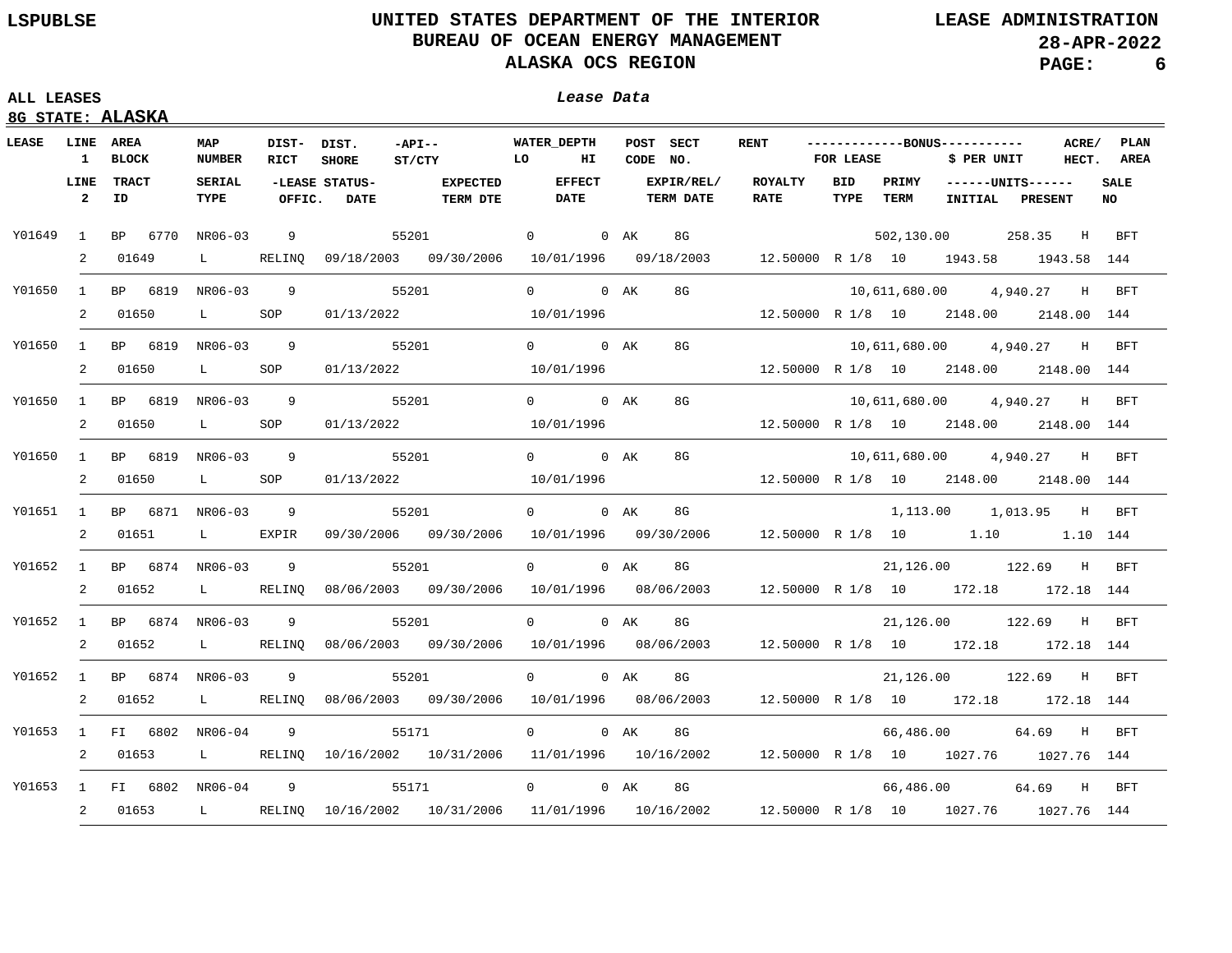LSPUBLSE

# UNITED STATES DEPARTMENT OF THE INTERIOR
## BUREAU OF OCEAN ENERGY MANAGEMENT
## ALASKA OCS REGION

LEASE ADMINISTRATION
28-APR-2022

ALL LEASES
8G STATE: **ALASKA**

*Lease Data*

| LEASE | LINE 1 / LINE 2 | AREA BLOCK / TRACT ID | MAP NUMBER / SERIAL TYPE | DIST-RICT / LEASE STATUS OFFIC. | DIST. SHORE / DATE | -API-- ST/CTY / EXPECTED TERM DTE | WATER_DEPTH LO / EFFECT DATE | WATER_DEPTH HI | POST CODE | SECT NO. / EXPIR/REL/ TERM DATE | RENT / ROYALTY RATE | BID TYPE | BONUS FOR LEASE / PRIMY TERM | BONUS $ PER UNIT / UNITS INITIAL | ACRE/ HECT. / UNITS PRESENT | PLAN AREA / SALE NO |
|---|---|---|---|---|---|---|---|---|---|---|---|---|---|---|---|---|
| Y01649 | 1 | BP 6770 | NR06-03 | 9 | | 55201 | 0 | 0 | AK | 8G | | | 502,130.00 | 258.35 | H | BFT |
| | 2 | 01649 | L | RELINQ | 09/18/2003 | 09/30/2006 | 10/01/1996 | | | 09/18/2003 | 12.50000 | R 1/8 | 10 | 1943.58 | 1943.58 | 144 |
| Y01650 | 1 | BP 6819 | NR06-03 | 9 | | 55201 | 0 | 0 | AK | 8G | | | 10,611,680.00 | 4,940.27 | H | BFT |
| | 2 | 01650 | L | SOP | 01/13/2022 | | 10/01/1996 | | | | 12.50000 | R 1/8 | 10 | 2148.00 | 2148.00 | 144 |
| Y01650 | 1 | BP 6819 | NR06-03 | 9 | | 55201 | 0 | 0 | AK | 8G | | | 10,611,680.00 | 4,940.27 | H | BFT |
| | 2 | 01650 | L | SOP | 01/13/2022 | | 10/01/1996 | | | | 12.50000 | R 1/8 | 10 | 2148.00 | 2148.00 | 144 |
| Y01650 | 1 | BP 6819 | NR06-03 | 9 | | 55201 | 0 | 0 | AK | 8G | | | 10,611,680.00 | 4,940.27 | H | BFT |
| | 2 | 01650 | L | SOP | 01/13/2022 | | 10/01/1996 | | | | 12.50000 | R 1/8 | 10 | 2148.00 | 2148.00 | 144 |
| Y01650 | 1 | BP 6819 | NR06-03 | 9 | | 55201 | 0 | 0 | AK | 8G | | | 10,611,680.00 | 4,940.27 | H | BFT |
| | 2 | 01650 | L | SOP | 01/13/2022 | | 10/01/1996 | | | | 12.50000 | R 1/8 | 10 | 2148.00 | 2148.00 | 144 |
| Y01651 | 1 | BP 6871 | NR06-03 | 9 | | 55201 | 0 | 0 | AK | 8G | | | 1,113.00 | 1,013.95 | H | BFT |
| | 2 | 01651 | L | EXPIR | 09/30/2006 | 09/30/2006 | 10/01/1996 | | | 09/30/2006 | 12.50000 | R 1/8 | 10 | 1.10 | 1.10 | 144 |
| Y01652 | 1 | BP 6874 | NR06-03 | 9 | | 55201 | 0 | 0 | AK | 8G | | | 21,126.00 | 122.69 | H | BFT |
| | 2 | 01652 | L | RELINQ | 08/06/2003 | 09/30/2006 | 10/01/1996 | | | 08/06/2003 | 12.50000 | R 1/8 | 10 | 172.18 | 172.18 | 144 |
| Y01652 | 1 | BP 6874 | NR06-03 | 9 | | 55201 | 0 | 0 | AK | 8G | | | 21,126.00 | 122.69 | H | BFT |
| | 2 | 01652 | L | RELINQ | 08/06/2003 | 09/30/2006 | 10/01/1996 | | | 08/06/2003 | 12.50000 | R 1/8 | 10 | 172.18 | 172.18 | 144 |
| Y01652 | 1 | BP 6874 | NR06-03 | 9 | | 55201 | 0 | 0 | AK | 8G | | | 21,126.00 | 122.69 | H | BFT |
| | 2 | 01652 | L | RELINQ | 08/06/2003 | 09/30/2006 | 10/01/1996 | | | 08/06/2003 | 12.50000 | R 1/8 | 10 | 172.18 | 172.18 | 144 |
| Y01653 | 1 | FI 6802 | NR06-04 | 9 | | 55171 | 0 | 0 | AK | 8G | | | 66,486.00 | 64.69 | H | BFT |
| | 2 | 01653 | L | RELINQ | 10/16/2002 | 10/31/2006 | 11/01/1996 | | | 10/16/2002 | 12.50000 | R 1/8 | 10 | 1027.76 | 1027.76 | 144 |
| Y01653 | 1 | FI 6802 | NR06-04 | 9 | | 55171 | 0 | 0 | AK | 8G | | | 66,486.00 | 64.69 | H | BFT |
| | 2 | 01653 | L | RELINQ | 10/16/2002 | 10/31/2006 | 11/01/1996 | | | 10/16/2002 | 12.50000 | R 1/8 | 10 | 1027.76 | 1027.76 | 144 |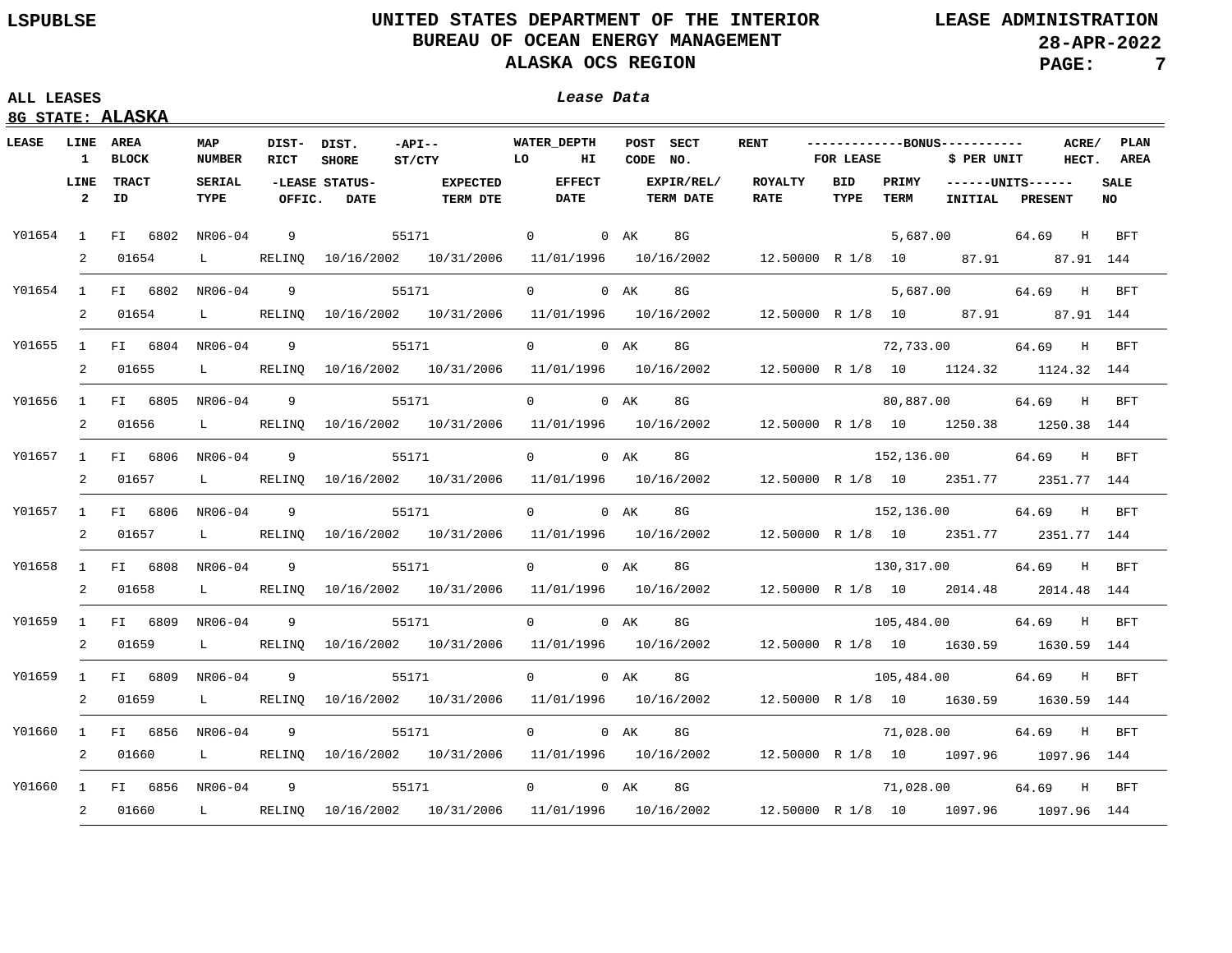**LSPUBLSE** — UNITED STATES DEPARTMENT OF THE INTERIOR — BUREAU OF OCEAN ENERGY MANAGEMENT — ALASKA OCS REGION — LEASE ADMINISTRATION — 28-APR-2022

**ALL LEASES** — *Lease Data*

**8G STATE: ALASKA**

| LEASE | LINE | AREA BLOCK / TRACT ID | MAP NUMBER / SERIAL TYPE | DIST-RICT / LEASE STATUS OFFIC. | DIST. SHORE / LEASE STATUS DATE | -API-- ST/CTY / EXPECTED TERM DTE | WATER_DEPTH LO / EFFECT DATE | WATER_DEPTH HI | POST CODE | SECT NO. / EXPIR/REL/ TERM DATE | RENT / ROYALTY RATE | BONUS FOR LEASE / BID TYPE | PRIMY TERM | BONUS $ PER UNIT / UNITS INITIAL | ACRE/ HECT. / UNITS PRESENT | PLAN AREA / SALE NO |
|---|---|---|---|---|---|---|---|---|---|---|---|---|---|---|---|---|
| Y01654 | 1 | FI 6802 | NR06-04 | 9 | | 55171 | 0 | 0 | AK | 8G | | 5,687.00 | | 64.69 | H | BFT |
| | 2 | 01654 | L | RELINQ | 10/16/2002 | 10/31/2006 | 11/01/1996 | | | 10/16/2002 | 12.50000 | R 1/8 | 10 | 87.91 | 87.91 | 144 |
| Y01654 | 1 | FI 6802 | NR06-04 | 9 | | 55171 | 0 | 0 | AK | 8G | | 5,687.00 | | 64.69 | H | BFT |
| | 2 | 01654 | L | RELINQ | 10/16/2002 | 10/31/2006 | 11/01/1996 | | | 10/16/2002 | 12.50000 | R 1/8 | 10 | 87.91 | 87.91 | 144 |
| Y01655 | 1 | FI 6804 | NR06-04 | 9 | | 55171 | 0 | 0 | AK | 8G | | 72,733.00 | | 64.69 | H | BFT |
| | 2 | 01655 | L | RELINQ | 10/16/2002 | 10/31/2006 | 11/01/1996 | | | 10/16/2002 | 12.50000 | R 1/8 | 10 | 1124.32 | 1124.32 | 144 |
| Y01656 | 1 | FI 6805 | NR06-04 | 9 | | 55171 | 0 | 0 | AK | 8G | | 80,887.00 | | 64.69 | H | BFT |
| | 2 | 01656 | L | RELINQ | 10/16/2002 | 10/31/2006 | 11/01/1996 | | | 10/16/2002 | 12.50000 | R 1/8 | 10 | 1250.38 | 1250.38 | 144 |
| Y01657 | 1 | FI 6806 | NR06-04 | 9 | | 55171 | 0 | 0 | AK | 8G | | 152,136.00 | | 64.69 | H | BFT |
| | 2 | 01657 | L | RELINQ | 10/16/2002 | 10/31/2006 | 11/01/1996 | | | 10/16/2002 | 12.50000 | R 1/8 | 10 | 2351.77 | 2351.77 | 144 |
| Y01657 | 1 | FI 6806 | NR06-04 | 9 | | 55171 | 0 | 0 | AK | 8G | | 152,136.00 | | 64.69 | H | BFT |
| | 2 | 01657 | L | RELINQ | 10/16/2002 | 10/31/2006 | 11/01/1996 | | | 10/16/2002 | 12.50000 | R 1/8 | 10 | 2351.77 | 2351.77 | 144 |
| Y01658 | 1 | FI 6808 | NR06-04 | 9 | | 55171 | 0 | 0 | AK | 8G | | 130,317.00 | | 64.69 | H | BFT |
| | 2 | 01658 | L | RELINQ | 10/16/2002 | 10/31/2006 | 11/01/1996 | | | 10/16/2002 | 12.50000 | R 1/8 | 10 | 2014.48 | 2014.48 | 144 |
| Y01659 | 1 | FI 6809 | NR06-04 | 9 | | 55171 | 0 | 0 | AK | 8G | | 105,484.00 | | 64.69 | H | BFT |
| | 2 | 01659 | L | RELINQ | 10/16/2002 | 10/31/2006 | 11/01/1996 | | | 10/16/2002 | 12.50000 | R 1/8 | 10 | 1630.59 | 1630.59 | 144 |
| Y01659 | 1 | FI 6809 | NR06-04 | 9 | | 55171 | 0 | 0 | AK | 8G | | 105,484.00 | | 64.69 | H | BFT |
| | 2 | 01659 | L | RELINQ | 10/16/2002 | 10/31/2006 | 11/01/1996 | | | 10/16/2002 | 12.50000 | R 1/8 | 10 | 1630.59 | 1630.59 | 144 |
| Y01660 | 1 | FI 6856 | NR06-04 | 9 | | 55171 | 0 | 0 | AK | 8G | | 71,028.00 | | 64.69 | H | BFT |
| | 2 | 01660 | L | RELINQ | 10/16/2002 | 10/31/2006 | 11/01/1996 | | | 10/16/2002 | 12.50000 | R 1/8 | 10 | 1097.96 | 1097.96 | 144 |
| Y01660 | 1 | FI 6856 | NR06-04 | 9 | | 55171 | 0 | 0 | AK | 8G | | 71,028.00 | | 64.69 | H | BFT |
| | 2 | 01660 | L | RELINQ | 10/16/2002 | 10/31/2006 | 11/01/1996 | | | 10/16/2002 | 12.50000 | R 1/8 | 10 | 1097.96 | 1097.96 | 144 |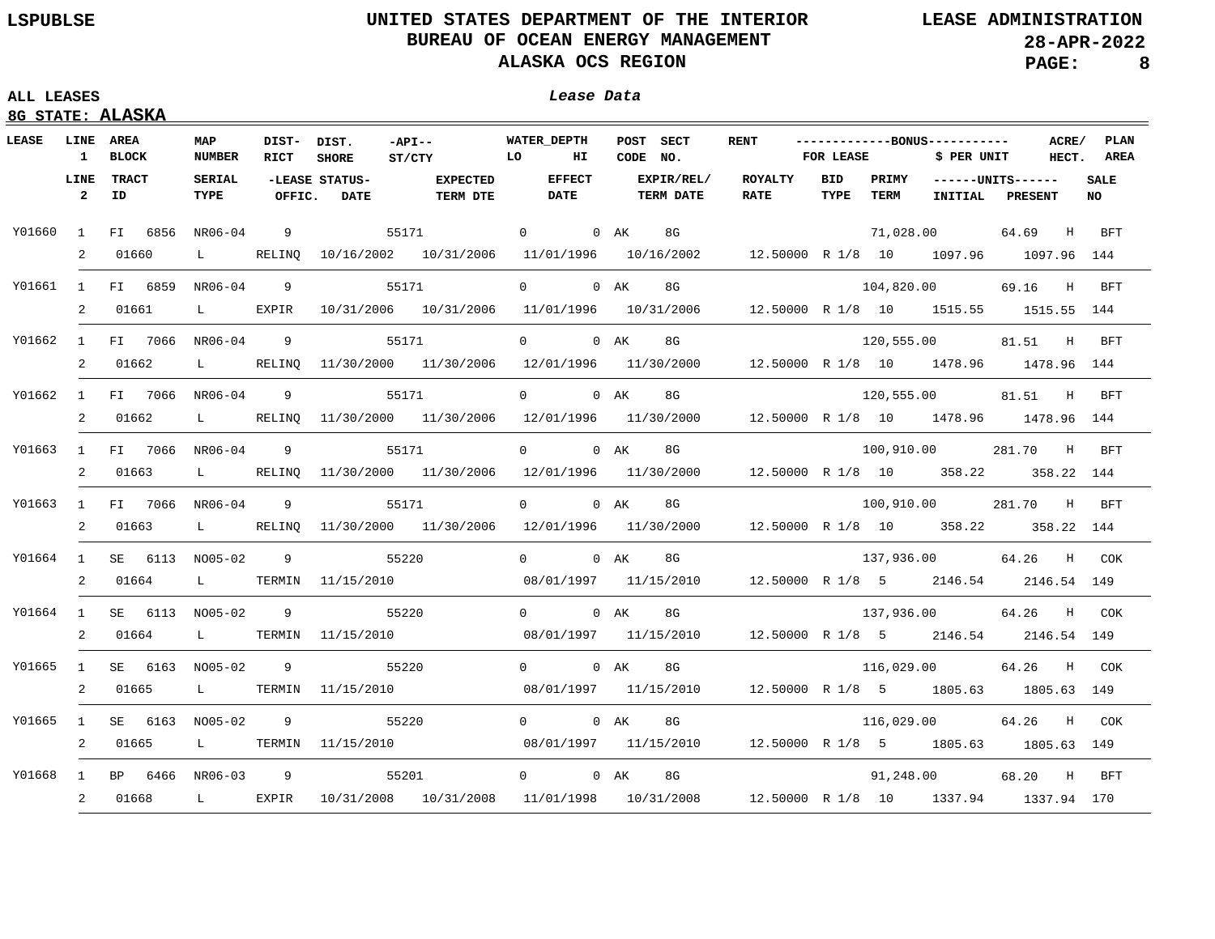# UNITED STATES DEPARTMENT OF THE INTERIOR
## BUREAU OF OCEAN ENERGY MANAGEMENT
## ALASKA OCS REGION

LSPUBLSE

LEASE ADMINISTRATION
28-APR-2022

**ALL LEASES**

***Lease Data***

**8G STATE: ALASKA**

| LEASE | LINE 1 | AREA BLOCK | MAP NUMBER | DIST-RICT | DIST. SHORE | -API-- ST/CTY | WATER_DEPTH LO | WATER_DEPTH HI | POST CODE | SECT NO. | RENT | BONUS FOR LEASE | BONUS $ PER UNIT | ACRE/ HECT. | PLAN AREA |
|---|---|---|---|---|---|---|---|---|---|---|---|---|---|---|---|
| | **LINE 2** | **TRACT ID** | **SERIAL TYPE** | **LEASE STATUS OFFIC.** | **LEASE STATUS DATE** | **EXPECTED TERM DTE** | **EFFECT DATE** | **EXPIR/REL/ TERM DATE** | **ROYALTY RATE** | **BID TYPE** | **PRIMY TERM** | **UNITS INITIAL** | **UNITS PRESENT** | **SALE NO** | |
| Y01660 | 1 | FI 6856 | NR06-04 | 9 | | 55171 | 0 | 0 | AK | 8G | | 71,028.00 | 64.69 | H | BFT |
| | 2 | 01660 | L | RELINQ | 10/16/2002 | 10/31/2006 | 11/01/1996 | 10/16/2002 | 12.50000 | R 1/8 | 10 | 1097.96 | 1097.96 | 144 | |
| Y01661 | 1 | FI 6859 | NR06-04 | 9 | | 55171 | 0 | 0 | AK | 8G | | 104,820.00 | 69.16 | H | BFT |
| | 2 | 01661 | L | EXPIR | 10/31/2006 | 10/31/2006 | 11/01/1996 | 10/31/2006 | 12.50000 | R 1/8 | 10 | 1515.55 | 1515.55 | 144 | |
| Y01662 | 1 | FI 7066 | NR06-04 | 9 | | 55171 | 0 | 0 | AK | 8G | | 120,555.00 | 81.51 | H | BFT |
| | 2 | 01662 | L | RELINQ | 11/30/2000 | 11/30/2006 | 12/01/1996 | 11/30/2000 | 12.50000 | R 1/8 | 10 | 1478.96 | 1478.96 | 144 | |
| Y01662 | 1 | FI 7066 | NR06-04 | 9 | | 55171 | 0 | 0 | AK | 8G | | 120,555.00 | 81.51 | H | BFT |
| | 2 | 01662 | L | RELINQ | 11/30/2000 | 11/30/2006 | 12/01/1996 | 11/30/2000 | 12.50000 | R 1/8 | 10 | 1478.96 | 1478.96 | 144 | |
| Y01663 | 1 | FI 7066 | NR06-04 | 9 | | 55171 | 0 | 0 | AK | 8G | | 100,910.00 | 281.70 | H | BFT |
| | 2 | 01663 | L | RELINQ | 11/30/2000 | 11/30/2006 | 12/01/1996 | 11/30/2000 | 12.50000 | R 1/8 | 10 | 358.22 | 358.22 | 144 | |
| Y01663 | 1 | FI 7066 | NR06-04 | 9 | | 55171 | 0 | 0 | AK | 8G | | 100,910.00 | 281.70 | H | BFT |
| | 2 | 01663 | L | RELINQ | 11/30/2000 | 11/30/2006 | 12/01/1996 | 11/30/2000 | 12.50000 | R 1/8 | 10 | 358.22 | 358.22 | 144 | |
| Y01664 | 1 | SE 6113 | NO05-02 | 9 | | 55220 | 0 | 0 | AK | 8G | | 137,936.00 | 64.26 | H | COK |
| | 2 | 01664 | L | TERMIN | 11/15/2010 | | 08/01/1997 | 11/15/2010 | 12.50000 | R 1/8 | 5 | 2146.54 | 2146.54 | 149 | |
| Y01664 | 1 | SE 6113 | NO05-02 | 9 | | 55220 | 0 | 0 | AK | 8G | | 137,936.00 | 64.26 | H | COK |
| | 2 | 01664 | L | TERMIN | 11/15/2010 | | 08/01/1997 | 11/15/2010 | 12.50000 | R 1/8 | 5 | 2146.54 | 2146.54 | 149 | |
| Y01665 | 1 | SE 6163 | NO05-02 | 9 | | 55220 | 0 | 0 | AK | 8G | | 116,029.00 | 64.26 | H | COK |
| | 2 | 01665 | L | TERMIN | 11/15/2010 | | 08/01/1997 | 11/15/2010 | 12.50000 | R 1/8 | 5 | 1805.63 | 1805.63 | 149 | |
| Y01665 | 1 | SE 6163 | NO05-02 | 9 | | 55220 | 0 | 0 | AK | 8G | | 116,029.00 | 64.26 | H | COK |
| | 2 | 01665 | L | TERMIN | 11/15/2010 | | 08/01/1997 | 11/15/2010 | 12.50000 | R 1/8 | 5 | 1805.63 | 1805.63 | 149 | |
| Y01668 | 1 | BP 6466 | NR06-03 | 9 | | 55201 | 0 | 0 | AK | 8G | | 91,248.00 | 68.20 | H | BFT |
| | 2 | 01668 | L | EXPIR | 10/31/2008 | 10/31/2008 | 11/01/1998 | 10/31/2008 | 12.50000 | R 1/8 | 10 | 1337.94 | 1337.94 | 170 | |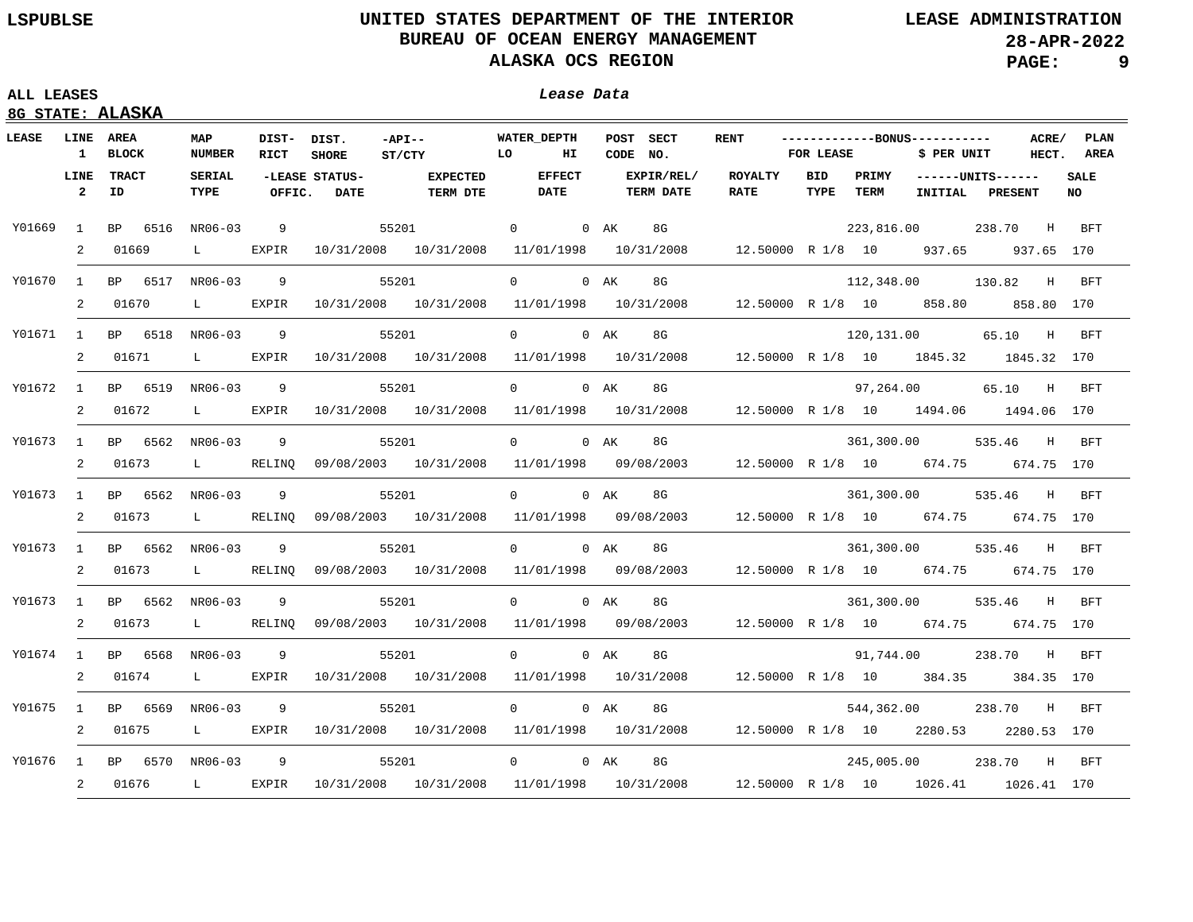UNITED STATES DEPARTMENT OF THE INTERIOR
BUREAU OF OCEAN ENERGY MANAGEMENT
ALASKA OCS REGION

LSPUBLSE

LEASE ADMINISTRATION
28-APR-2022

ALL LEASES
8G STATE: **ALASKA**

*Lease Data*

| LEASE | LINE 1 | AREA BLOCK | MAP NUMBER | DIST-RICT | DIST. SHORE | -API-- ST/CTY | WATER_DEPTH LO | HI | POST CODE | SECT NO. | RENT | BONUS FOR LEASE | $ PER UNIT | ACRE/ HECT. | PLAN AREA |
|---|---|---|---|---|---|---|---|---|---|---|---|---|---|---|---|
| | **LINE 2** | **TRACT ID** | **SERIAL TYPE** | **-LEASE STATUS- OFFIC.** | **DATE** | **EXPECTED TERM DTE** | **EFFECT DATE** | **EXPIR/REL/ TERM DATE** | **ROYALTY RATE** | **BID TYPE** | **PRIMY TERM** | **UNITS INITIAL** | **UNITS PRESENT** | **SALE NO** | |
| Y01669 | 1 | BP 6516 | NR06-03 | 9 | | 55201 | 0 | 0 | AK | 8G | | 223,816.00 | 238.70 | H | BFT |
| | 2 | 01669 | L | EXPIR | 10/31/2008 | 10/31/2008 | 11/01/1998 | 10/31/2008 | 12.50000 | R 1/8 | 10 | 937.65 | 937.65 | 170 | |
| Y01670 | 1 | BP 6517 | NR06-03 | 9 | | 55201 | 0 | 0 | AK | 8G | | 112,348.00 | 130.82 | H | BFT |
| | 2 | 01670 | L | EXPIR | 10/31/2008 | 10/31/2008 | 11/01/1998 | 10/31/2008 | 12.50000 | R 1/8 | 10 | 858.80 | 858.80 | 170 | |
| Y01671 | 1 | BP 6518 | NR06-03 | 9 | | 55201 | 0 | 0 | AK | 8G | | 120,131.00 | 65.10 | H | BFT |
| | 2 | 01671 | L | EXPIR | 10/31/2008 | 10/31/2008 | 11/01/1998 | 10/31/2008 | 12.50000 | R 1/8 | 10 | 1845.32 | 1845.32 | 170 | |
| Y01672 | 1 | BP 6519 | NR06-03 | 9 | | 55201 | 0 | 0 | AK | 8G | | 97,264.00 | 65.10 | H | BFT |
| | 2 | 01672 | L | EXPIR | 10/31/2008 | 10/31/2008 | 11/01/1998 | 10/31/2008 | 12.50000 | R 1/8 | 10 | 1494.06 | 1494.06 | 170 | |
| Y01673 | 1 | BP 6562 | NR06-03 | 9 | | 55201 | 0 | 0 | AK | 8G | | 361,300.00 | 535.46 | H | BFT |
| | 2 | 01673 | L | RELINQ | 09/08/2003 | 10/31/2008 | 11/01/1998 | 09/08/2003 | 12.50000 | R 1/8 | 10 | 674.75 | 674.75 | 170 | |
| Y01673 | 1 | BP 6562 | NR06-03 | 9 | | 55201 | 0 | 0 | AK | 8G | | 361,300.00 | 535.46 | H | BFT |
| | 2 | 01673 | L | RELINQ | 09/08/2003 | 10/31/2008 | 11/01/1998 | 09/08/2003 | 12.50000 | R 1/8 | 10 | 674.75 | 674.75 | 170 | |
| Y01673 | 1 | BP 6562 | NR06-03 | 9 | | 55201 | 0 | 0 | AK | 8G | | 361,300.00 | 535.46 | H | BFT |
| | 2 | 01673 | L | RELINQ | 09/08/2003 | 10/31/2008 | 11/01/1998 | 09/08/2003 | 12.50000 | R 1/8 | 10 | 674.75 | 674.75 | 170 | |
| Y01673 | 1 | BP 6562 | NR06-03 | 9 | | 55201 | 0 | 0 | AK | 8G | | 361,300.00 | 535.46 | H | BFT |
| | 2 | 01673 | L | RELINQ | 09/08/2003 | 10/31/2008 | 11/01/1998 | 09/08/2003 | 12.50000 | R 1/8 | 10 | 674.75 | 674.75 | 170 | |
| Y01674 | 1 | BP 6568 | NR06-03 | 9 | | 55201 | 0 | 0 | AK | 8G | | 91,744.00 | 238.70 | H | BFT |
| | 2 | 01674 | L | EXPIR | 10/31/2008 | 10/31/2008 | 11/01/1998 | 10/31/2008 | 12.50000 | R 1/8 | 10 | 384.35 | 384.35 | 170 | |
| Y01675 | 1 | BP 6569 | NR06-03 | 9 | | 55201 | 0 | 0 | AK | 8G | | 544,362.00 | 238.70 | H | BFT |
| | 2 | 01675 | L | EXPIR | 10/31/2008 | 10/31/2008 | 11/01/1998 | 10/31/2008 | 12.50000 | R 1/8 | 10 | 2280.53 | 2280.53 | 170 | |
| Y01676 | 1 | BP 6570 | NR06-03 | 9 | | 55201 | 0 | 0 | AK | 8G | | 245,005.00 | 238.70 | H | BFT |
| | 2 | 01676 | L | EXPIR | 10/31/2008 | 10/31/2008 | 11/01/1998 | 10/31/2008 | 12.50000 | R 1/8 | 10 | 1026.41 | 1026.41 | 170 | |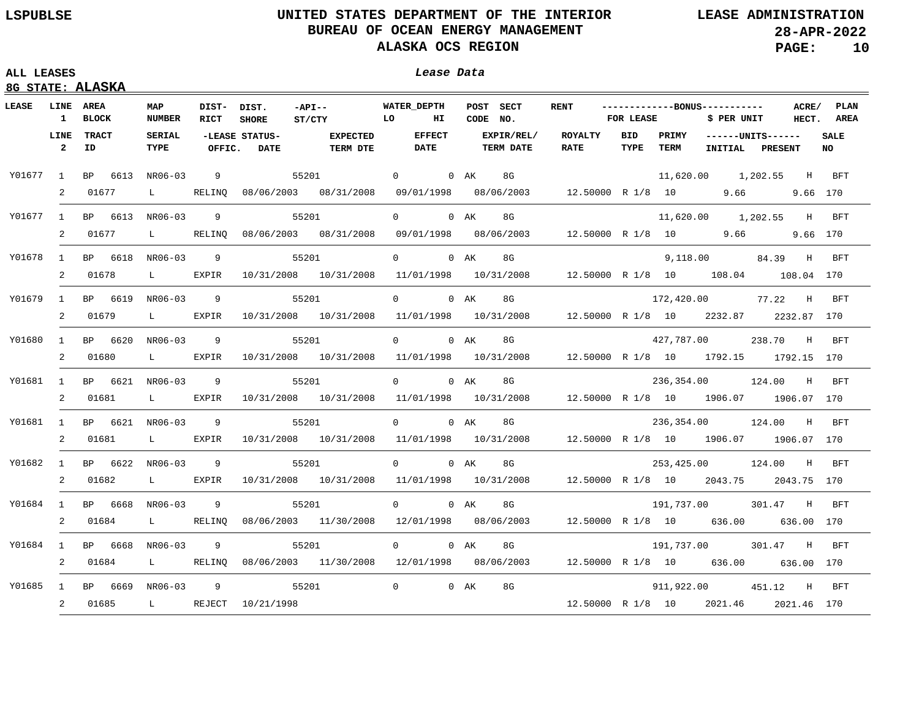**LSPUBLSE**

# UNITED STATES DEPARTMENT OF THE INTERIOR
## BUREAU OF OCEAN ENERGY MANAGEMENT
## ALASKA OCS REGION

**LEASE ADMINISTRATION**
**28-APR-2022**

**ALL LEASES**

***Lease Data***

**8G STATE: ALASKA**

| LEASE | LINE 1 / LINE 2 | AREA BLOCK / TRACT ID | MAP NUMBER / SERIAL TYPE | DIST-RICT / -LEASE STATUS- OFFIC. | DIST. SHORE / DATE | -API-- ST/CTY / EXPECTED TERM DTE | WATER_DEPTH LO / EFFECT DATE | HI | POST CODE / EXPIR/REL/ TERM DATE | SECT NO. | RENT / ROYALTY RATE | BONUS FOR LEASE / BID TYPE | PRIMY TERM | $ PER UNIT / UNITS INITIAL | UNITS PRESENT | ACRE/ HECT. / SALE NO | PLAN AREA |
|---|---|---|---|---|---|---|---|---|---|---|---|---|---|---|---|---|---|
| Y01677 | 1 | BP 6613 | NR06-03 | 9 | | 55201 | 0 | 0 | AK | 8G | | 11,620.00 | | 1,202.55 | | H | BFT |
| | 2 | 01677 | L | RELINQ | 08/06/2003 | 08/31/2008 | 09/01/1998 | | 08/06/2003 | | 12.50000 | R 1/8 | 10 | 9.66 | 9.66 | 170 | |
| Y01677 | 1 | BP 6613 | NR06-03 | 9 | | 55201 | 0 | 0 | AK | 8G | | 11,620.00 | | 1,202.55 | | H | BFT |
| | 2 | 01677 | L | RELINQ | 08/06/2003 | 08/31/2008 | 09/01/1998 | | 08/06/2003 | | 12.50000 | R 1/8 | 10 | 9.66 | 9.66 | 170 | |
| Y01678 | 1 | BP 6618 | NR06-03 | 9 | | 55201 | 0 | 0 | AK | 8G | | 9,118.00 | | 84.39 | | H | BFT |
| | 2 | 01678 | L | EXPIR | 10/31/2008 | 10/31/2008 | 11/01/1998 | | 10/31/2008 | | 12.50000 | R 1/8 | 10 | 108.04 | 108.04 | 170 | |
| Y01679 | 1 | BP 6619 | NR06-03 | 9 | | 55201 | 0 | 0 | AK | 8G | | 172,420.00 | | 77.22 | | H | BFT |
| | 2 | 01679 | L | EXPIR | 10/31/2008 | 10/31/2008 | 11/01/1998 | | 10/31/2008 | | 12.50000 | R 1/8 | 10 | 2232.87 | 2232.87 | 170 | |
| Y01680 | 1 | BP 6620 | NR06-03 | 9 | | 55201 | 0 | 0 | AK | 8G | | 427,787.00 | | 238.70 | | H | BFT |
| | 2 | 01680 | L | EXPIR | 10/31/2008 | 10/31/2008 | 11/01/1998 | | 10/31/2008 | | 12.50000 | R 1/8 | 10 | 1792.15 | 1792.15 | 170 | |
| Y01681 | 1 | BP 6621 | NR06-03 | 9 | | 55201 | 0 | 0 | AK | 8G | | 236,354.00 | | 124.00 | | H | BFT |
| | 2 | 01681 | L | EXPIR | 10/31/2008 | 10/31/2008 | 11/01/1998 | | 10/31/2008 | | 12.50000 | R 1/8 | 10 | 1906.07 | 1906.07 | 170 | |
| Y01681 | 1 | BP 6621 | NR06-03 | 9 | | 55201 | 0 | 0 | AK | 8G | | 236,354.00 | | 124.00 | | H | BFT |
| | 2 | 01681 | L | EXPIR | 10/31/2008 | 10/31/2008 | 11/01/1998 | | 10/31/2008 | | 12.50000 | R 1/8 | 10 | 1906.07 | 1906.07 | 170 | |
| Y01682 | 1 | BP 6622 | NR06-03 | 9 | | 55201 | 0 | 0 | AK | 8G | | 253,425.00 | | 124.00 | | H | BFT |
| | 2 | 01682 | L | EXPIR | 10/31/2008 | 10/31/2008 | 11/01/1998 | | 10/31/2008 | | 12.50000 | R 1/8 | 10 | 2043.75 | 2043.75 | 170 | |
| Y01684 | 1 | BP 6668 | NR06-03 | 9 | | 55201 | 0 | 0 | AK | 8G | | 191,737.00 | | 301.47 | | H | BFT |
| | 2 | 01684 | L | RELINQ | 08/06/2003 | 11/30/2008 | 12/01/1998 | | 08/06/2003 | | 12.50000 | R 1/8 | 10 | 636.00 | 636.00 | 170 | |
| Y01684 | 1 | BP 6668 | NR06-03 | 9 | | 55201 | 0 | 0 | AK | 8G | | 191,737.00 | | 301.47 | | H | BFT |
| | 2 | 01684 | L | RELINQ | 08/06/2003 | 11/30/2008 | 12/01/1998 | | 08/06/2003 | | 12.50000 | R 1/8 | 10 | 636.00 | 636.00 | 170 | |
| Y01685 | 1 | BP 6669 | NR06-03 | 9 | | 55201 | 0 | 0 | AK | 8G | | 911,922.00 | | 451.12 | | H | BFT |
| | 2 | 01685 | L | REJECT | 10/21/1998 | | | | | | 12.50000 | R 1/8 | 10 | 2021.46 | 2021.46 | 170 | |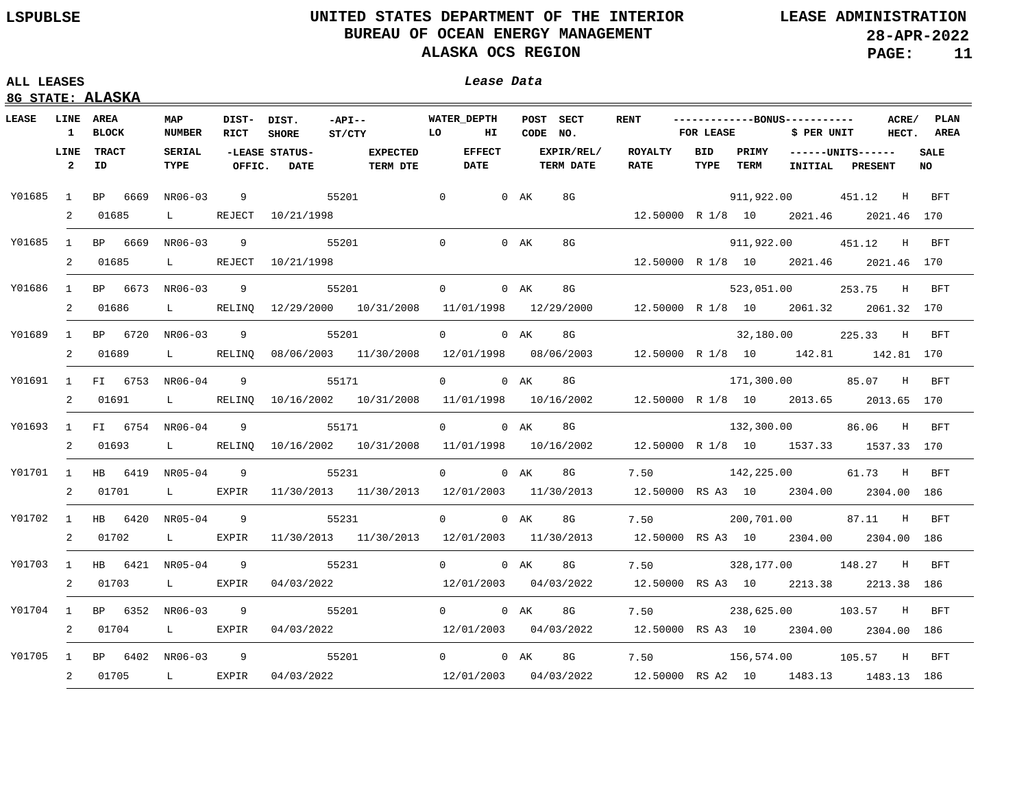LSPUBLSE

# UNITED STATES DEPARTMENT OF THE INTERIOR
## BUREAU OF OCEAN ENERGY MANAGEMENT
## ALASKA OCS REGION

LEASE ADMINISTRATION
28-APR-2022

ALL LEASES

*Lease Data*

**8G STATE: ALASKA**

| LEASE | LINE 1 | AREA BLOCK | MAP NUMBER | DIST-RICT | DIST. SHORE | -API-- ST/CTY | WATER_DEPTH LO | HI | POST CODE | SECT NO. | RENT | -------------BONUS----------- FOR LEASE | $ PER UNIT | ACRE/ HECT. | PLAN AREA |
|---|---|---|---|---|---|---|---|---|---|---|---|---|---|---|---|
| | **LINE 2** | **TRACT ID** | **SERIAL TYPE** | **-LEASE STATUS- OFFIC.** | **DATE** | **EXPECTED TERM DTE** | **EFFECT DATE** | | **EXPIR/REL/ TERM DATE** | **ROYALTY RATE** | **BID TYPE** | **PRIMY TERM** | **------UNITS------ INITIAL** | **PRESENT** | **SALE NO** |
| Y01685 | 1 | BP 6669 | NR06-03 | 9 | | 55201 | 0 | 0 | AK | 8G | | 911,922.00 | 451.12 | H | BFT |
| | 2 | 01685 | L | REJECT | 10/21/1998 | | | | | 12.50000 | R 1/8 | 10 | 2021.46 | 2021.46 | 170 |
| Y01685 | 1 | BP 6669 | NR06-03 | 9 | | 55201 | 0 | 0 | AK | 8G | | 911,922.00 | 451.12 | H | BFT |
| | 2 | 01685 | L | REJECT | 10/21/1998 | | | | | 12.50000 | R 1/8 | 10 | 2021.46 | 2021.46 | 170 |
| Y01686 | 1 | BP 6673 | NR06-03 | 9 | | 55201 | 0 | 0 | AK | 8G | | 523,051.00 | 253.75 | H | BFT |
| | 2 | 01686 | L | RELINQ | 12/29/2000 | 10/31/2008 | 11/01/1998 | | 12/29/2000 | 12.50000 | R 1/8 | 10 | 2061.32 | 2061.32 | 170 |
| Y01689 | 1 | BP 6720 | NR06-03 | 9 | | 55201 | 0 | 0 | AK | 8G | | 32,180.00 | 225.33 | H | BFT |
| | 2 | 01689 | L | RELINQ | 08/06/2003 | 11/30/2008 | 12/01/1998 | | 08/06/2003 | 12.50000 | R 1/8 | 10 | 142.81 | 142.81 | 170 |
| Y01691 | 1 | FI 6753 | NR06-04 | 9 | | 55171 | 0 | 0 | AK | 8G | | 171,300.00 | 85.07 | H | BFT |
| | 2 | 01691 | L | RELINQ | 10/16/2002 | 10/31/2008 | 11/01/1998 | | 10/16/2002 | 12.50000 | R 1/8 | 10 | 2013.65 | 2013.65 | 170 |
| Y01693 | 1 | FI 6754 | NR06-04 | 9 | | 55171 | 0 | 0 | AK | 8G | | 132,300.00 | 86.06 | H | BFT |
| | 2 | 01693 | L | RELINQ | 10/16/2002 | 10/31/2008 | 11/01/1998 | | 10/16/2002 | 12.50000 | R 1/8 | 10 | 1537.33 | 1537.33 | 170 |
| Y01701 | 1 | HB 6419 | NR05-04 | 9 | | 55231 | 0 | 0 | AK | 8G | 7.50 | 142,225.00 | 61.73 | H | BFT |
| | 2 | 01701 | L | EXPIR | 11/30/2013 | 11/30/2013 | 12/01/2003 | | 11/30/2013 | 12.50000 | RS A3 | 10 | 2304.00 | 2304.00 | 186 |
| Y01702 | 1 | HB 6420 | NR05-04 | 9 | | 55231 | 0 | 0 | AK | 8G | 7.50 | 200,701.00 | 87.11 | H | BFT |
| | 2 | 01702 | L | EXPIR | 11/30/2013 | 11/30/2013 | 12/01/2003 | | 11/30/2013 | 12.50000 | RS A3 | 10 | 2304.00 | 2304.00 | 186 |
| Y01703 | 1 | HB 6421 | NR05-04 | 9 | | 55231 | 0 | 0 | AK | 8G | 7.50 | 328,177.00 | 148.27 | H | BFT |
| | 2 | 01703 | L | EXPIR | 04/03/2022 | | 12/01/2003 | | 04/03/2022 | 12.50000 | RS A3 | 10 | 2213.38 | 2213.38 | 186 |
| Y01704 | 1 | BP 6352 | NR06-03 | 9 | | 55201 | 0 | 0 | AK | 8G | 7.50 | 238,625.00 | 103.57 | H | BFT |
| | 2 | 01704 | L | EXPIR | 04/03/2022 | | 12/01/2003 | | 04/03/2022 | 12.50000 | RS A3 | 10 | 2304.00 | 2304.00 | 186 |
| Y01705 | 1 | BP 6402 | NR06-03 | 9 | | 55201 | 0 | 0 | AK | 8G | 7.50 | 156,574.00 | 105.57 | H | BFT |
| | 2 | 01705 | L | EXPIR | 04/03/2022 | | 12/01/2003 | | 04/03/2022 | 12.50000 | RS A2 | 10 | 1483.13 | 1483.13 | 186 |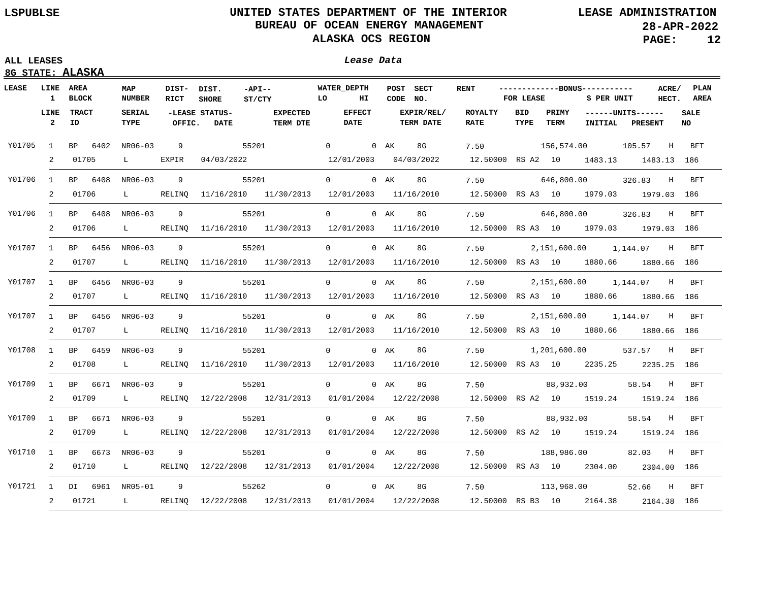# UNITED STATES DEPARTMENT OF THE INTERIOR
## BUREAU OF OCEAN ENERGY MANAGEMENT
## ALASKA OCS REGION

LSPUBLSE

LEASE ADMINISTRATION
28-APR-2022

ALL LEASES

*Lease Data*

**8G STATE: ALASKA**

| LEASE | LINE 1 / LINE 2 | AREA BLOCK / TRACT ID | MAP NUMBER / SERIAL TYPE | DIST-RICT / LEASE STATUS OFFIC. | DIST. SHORE / LEASE STATUS DATE | -API-- ST/CTY / EXPECTED TERM DTE | WATER_DEPTH LO / EFFECT DATE | WATER_DEPTH HI | POST CODE | SECT NO. / EXPIR/REL/ TERM DATE | RENT / ROYALTY RATE | BID TYPE | BONUS FOR LEASE / PRIMY TERM | $ PER UNIT / UNITS INITIAL | ACRE/ HECT. / UNITS PRESENT | PLAN AREA / SALE NO |
|---|---|---|---|---|---|---|---|---|---|---|---|---|---|---|---|---|
| Y01705 | 1 | BP 6402 | NR06-03 | 9 | | 55201 | 0 | 0 | AK | 8G | 7.50 | | 156,574.00 | 105.57 | H | BFT |
| | 2 | 01705 | L | EXPIR | 04/03/2022 | | 12/01/2003 | | | 04/03/2022 | 12.50000 | RS A2 | 10 | 1483.13 | 1483.13 | 186 |
| Y01706 | 1 | BP 6408 | NR06-03 | 9 | | 55201 | 0 | 0 | AK | 8G | 7.50 | | 646,800.00 | 326.83 | H | BFT |
| | 2 | 01706 | L | RELINQ | 11/16/2010 | 11/30/2013 | 12/01/2003 | | | 11/16/2010 | 12.50000 | RS A3 | 10 | 1979.03 | 1979.03 | 186 |
| Y01706 | 1 | BP 6408 | NR06-03 | 9 | | 55201 | 0 | 0 | AK | 8G | 7.50 | | 646,800.00 | 326.83 | H | BFT |
| | 2 | 01706 | L | RELINQ | 11/16/2010 | 11/30/2013 | 12/01/2003 | | | 11/16/2010 | 12.50000 | RS A3 | 10 | 1979.03 | 1979.03 | 186 |
| Y01707 | 1 | BP 6456 | NR06-03 | 9 | | 55201 | 0 | 0 | AK | 8G | 7.50 | | 2,151,600.00 | 1,144.07 | H | BFT |
| | 2 | 01707 | L | RELINQ | 11/16/2010 | 11/30/2013 | 12/01/2003 | | | 11/16/2010 | 12.50000 | RS A3 | 10 | 1880.66 | 1880.66 | 186 |
| Y01707 | 1 | BP 6456 | NR06-03 | 9 | | 55201 | 0 | 0 | AK | 8G | 7.50 | | 2,151,600.00 | 1,144.07 | H | BFT |
| | 2 | 01707 | L | RELINQ | 11/16/2010 | 11/30/2013 | 12/01/2003 | | | 11/16/2010 | 12.50000 | RS A3 | 10 | 1880.66 | 1880.66 | 186 |
| Y01707 | 1 | BP 6456 | NR06-03 | 9 | | 55201 | 0 | 0 | AK | 8G | 7.50 | | 2,151,600.00 | 1,144.07 | H | BFT |
| | 2 | 01707 | L | RELINQ | 11/16/2010 | 11/30/2013 | 12/01/2003 | | | 11/16/2010 | 12.50000 | RS A3 | 10 | 1880.66 | 1880.66 | 186 |
| Y01708 | 1 | BP 6459 | NR06-03 | 9 | | 55201 | 0 | 0 | AK | 8G | 7.50 | | 1,201,600.00 | 537.57 | H | BFT |
| | 2 | 01708 | L | RELINQ | 11/16/2010 | 11/30/2013 | 12/01/2003 | | | 11/16/2010 | 12.50000 | RS A3 | 10 | 2235.25 | 2235.25 | 186 |
| Y01709 | 1 | BP 6671 | NR06-03 | 9 | | 55201 | 0 | 0 | AK | 8G | 7.50 | | 88,932.00 | 58.54 | H | BFT |
| | 2 | 01709 | L | RELINQ | 12/22/2008 | 12/31/2013 | 01/01/2004 | | | 12/22/2008 | 12.50000 | RS A2 | 10 | 1519.24 | 1519.24 | 186 |
| Y01709 | 1 | BP 6671 | NR06-03 | 9 | | 55201 | 0 | 0 | AK | 8G | 7.50 | | 88,932.00 | 58.54 | H | BFT |
| | 2 | 01709 | L | RELINQ | 12/22/2008 | 12/31/2013 | 01/01/2004 | | | 12/22/2008 | 12.50000 | RS A2 | 10 | 1519.24 | 1519.24 | 186 |
| Y01710 | 1 | BP 6673 | NR06-03 | 9 | | 55201 | 0 | 0 | AK | 8G | 7.50 | | 188,986.00 | 82.03 | H | BFT |
| | 2 | 01710 | L | RELINQ | 12/22/2008 | 12/31/2013 | 01/01/2004 | | | 12/22/2008 | 12.50000 | RS A3 | 10 | 2304.00 | 2304.00 | 186 |
| Y01721 | 1 | DI 6961 | NR05-01 | 9 | | 55262 | 0 | 0 | AK | 8G | 7.50 | | 113,968.00 | 52.66 | H | BFT |
| | 2 | 01721 | L | RELINQ | 12/22/2008 | 12/31/2013 | 01/01/2004 | | | 12/22/2008 | 12.50000 | RS B3 | 10 | 2164.38 | 2164.38 | 186 |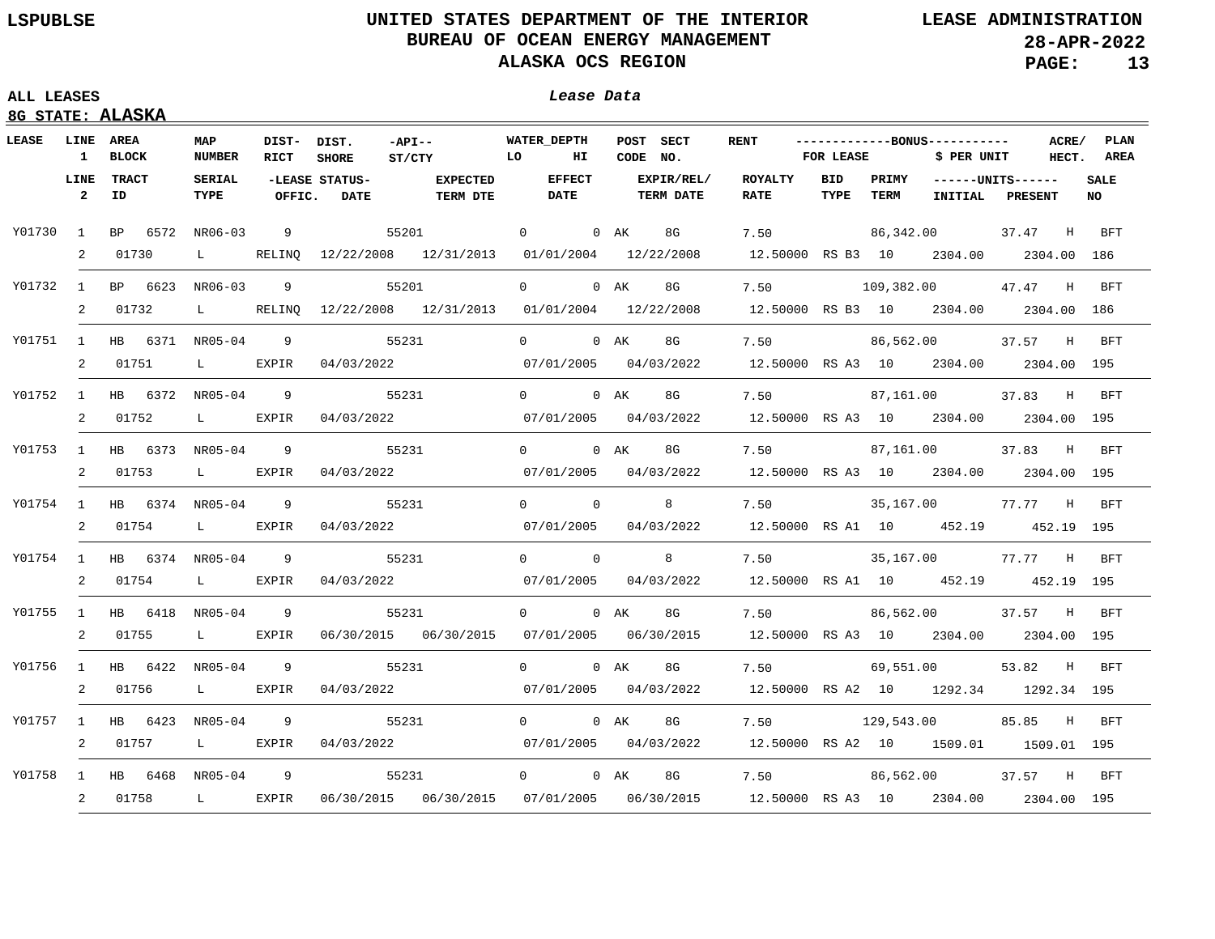**ALL LEASES**

**8G STATE: ALASKA**

*Lease Data*

| LEASE | LINE 1 | AREA BLOCK | MAP NUMBER | DIST-RICT | DIST. SHORE | -API-- ST/CTY | WATER_DEPTH LO | HI | POST CODE | SECT NO. | RENT | BONUS FOR LEASE | $ PER UNIT | ACRE/HECT. | PLAN AREA |
|---|---|---|---|---|---|---|---|---|---|---|---|---|---|---|---|
| | **LINE 2** | **TRACT ID** | **SERIAL TYPE** | **LEASE STATUS OFFIC.** | **DATE** | **EXPECTED TERM DTE** | **EFFECT DATE** | | **EXPIR/REL/ TERM DATE** | | **ROYALTY RATE** | **BID TYPE** | **PRIMY TERM** | **UNITS INITIAL** | **PRESENT** | **SALE NO** |
| Y01730 | 1 | BP 6572 | NR06-03 | 9 | | 55201 | 0 | 0 | AK | 8G | 7.50 | 86,342.00 | 37.47 | H | BFT |
| | 2 | 01730 | L | RELINQ | 12/22/2008 | 12/31/2013 | 01/01/2004 | | 12/22/2008 | | 12.50000 | RS B3 | 10 | 2304.00 | 2304.00 | 186 |
| Y01732 | 1 | BP 6623 | NR06-03 | 9 | | 55201 | 0 | 0 | AK | 8G | 7.50 | 109,382.00 | 47.47 | H | BFT |
| | 2 | 01732 | L | RELINQ | 12/22/2008 | 12/31/2013 | 01/01/2004 | | 12/22/2008 | | 12.50000 | RS B3 | 10 | 2304.00 | 2304.00 | 186 |
| Y01751 | 1 | HB 6371 | NR05-04 | 9 | | 55231 | 0 | 0 | AK | 8G | 7.50 | 86,562.00 | 37.57 | H | BFT |
| | 2 | 01751 | L | EXPIR | 04/03/2022 | | 07/01/2005 | | 04/03/2022 | | 12.50000 | RS A3 | 10 | 2304.00 | 2304.00 | 195 |
| Y01752 | 1 | HB 6372 | NR05-04 | 9 | | 55231 | 0 | 0 | AK | 8G | 7.50 | 87,161.00 | 37.83 | H | BFT |
| | 2 | 01752 | L | EXPIR | 04/03/2022 | | 07/01/2005 | | 04/03/2022 | | 12.50000 | RS A3 | 10 | 2304.00 | 2304.00 | 195 |
| Y01753 | 1 | HB 6373 | NR05-04 | 9 | | 55231 | 0 | 0 | AK | 8G | 7.50 | 87,161.00 | 37.83 | H | BFT |
| | 2 | 01753 | L | EXPIR | 04/03/2022 | | 07/01/2005 | | 04/03/2022 | | 12.50000 | RS A3 | 10 | 2304.00 | 2304.00 | 195 |
| Y01754 | 1 | HB 6374 | NR05-04 | 9 | | 55231 | 0 | 0 | | 8 | 7.50 | 35,167.00 | 77.77 | H | BFT |
| | 2 | 01754 | L | EXPIR | 04/03/2022 | | 07/01/2005 | | 04/03/2022 | | 12.50000 | RS A1 | 10 | 452.19 | 452.19 | 195 |
| Y01754 | 1 | HB 6374 | NR05-04 | 9 | | 55231 | 0 | 0 | | 8 | 7.50 | 35,167.00 | 77.77 | H | BFT |
| | 2 | 01754 | L | EXPIR | 04/03/2022 | | 07/01/2005 | | 04/03/2022 | | 12.50000 | RS A1 | 10 | 452.19 | 452.19 | 195 |
| Y01755 | 1 | HB 6418 | NR05-04 | 9 | | 55231 | 0 | 0 | AK | 8G | 7.50 | 86,562.00 | 37.57 | H | BFT |
| | 2 | 01755 | L | EXPIR | 06/30/2015 | 06/30/2015 | 07/01/2005 | | 06/30/2015 | | 12.50000 | RS A3 | 10 | 2304.00 | 2304.00 | 195 |
| Y01756 | 1 | HB 6422 | NR05-04 | 9 | | 55231 | 0 | 0 | AK | 8G | 7.50 | 69,551.00 | 53.82 | H | BFT |
| | 2 | 01756 | L | EXPIR | 04/03/2022 | | 07/01/2005 | | 04/03/2022 | | 12.50000 | RS A2 | 10 | 1292.34 | 1292.34 | 195 |
| Y01757 | 1 | HB 6423 | NR05-04 | 9 | | 55231 | 0 | 0 | AK | 8G | 7.50 | 129,543.00 | 85.85 | H | BFT |
| | 2 | 01757 | L | EXPIR | 04/03/2022 | | 07/01/2005 | | 04/03/2022 | | 12.50000 | RS A2 | 10 | 1509.01 | 1509.01 | 195 |
| Y01758 | 1 | HB 6468 | NR05-04 | 9 | | 55231 | 0 | 0 | AK | 8G | 7.50 | 86,562.00 | 37.57 | H | BFT |
| | 2 | 01758 | L | EXPIR | 06/30/2015 | 06/30/2015 | 07/01/2005 | | 06/30/2015 | | 12.50000 | RS A3 | 10 | 2304.00 | 2304.00 | 195 |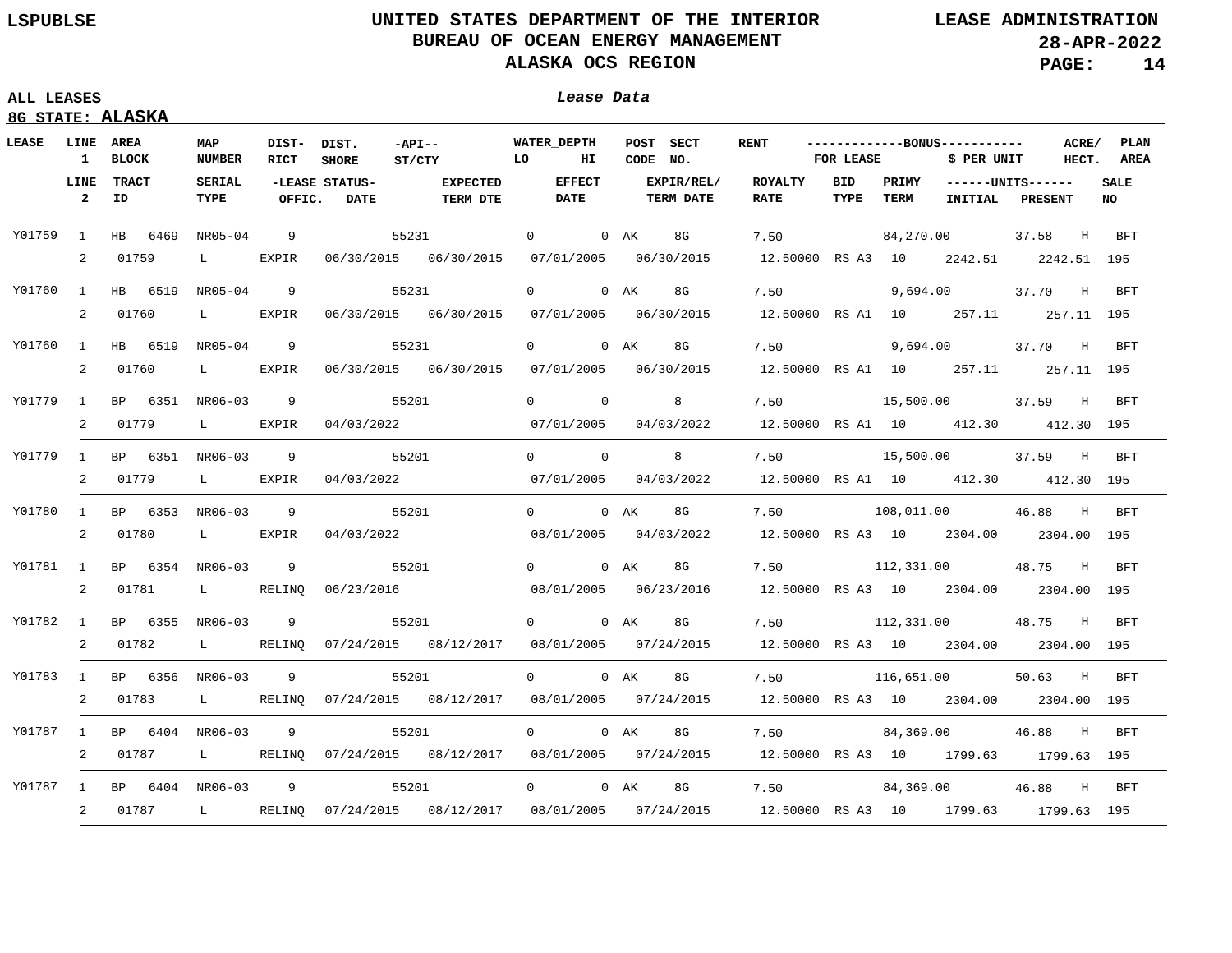**UNITED STATES DEPARTMENT OF THE INTERIOR**
**BUREAU OF OCEAN ENERGY MANAGEMENT**
**ALASKA OCS REGION**

LSPUBLSE — LEASE ADMINISTRATION — 28-APR-2022

**ALL LEASES**

*Lease Data*

**8G STATE: ALASKA**

| LEASE | LINE 1 / LINE 2 | AREA BLOCK / TRACT ID | MAP NUMBER / SERIAL TYPE | DIST-RICT / LEASE STATUS OFFIC. | DIST. SHORE / LEASE STATUS DATE | -API-- ST/CTY / EXPECTED TERM DTE | WATER_DEPTH LO / EFFECT DATE | WATER_DEPTH HI | POST CODE | SECT NO. / EXPIR/REL/ TERM DATE | RENT / ROYALTY RATE | BID TYPE | PRIMY TERM | BONUS FOR LEASE / UNITS INITIAL | BONUS $ PER UNIT / UNITS PRESENT | ACRE/ HECT. | PLAN AREA / SALE NO |
|---|---|---|---|---|---|---|---|---|---|---|---|---|---|---|---|---|---|
| Y01759 | 1 | HB 6469 | NR05-04 | 9 | | 55231 | 0 | 0 | AK | 8G | 7.50 | | | 84,270.00 | 37.58 | H | BFT |
| | 2 | 01759 | L | EXPIR | 06/30/2015 | 06/30/2015 | 07/01/2005 | | | 06/30/2015 | 12.50000 | RS A3 | 10 | 2242.51 | 2242.51 | | 195 |
| Y01760 | 1 | HB 6519 | NR05-04 | 9 | | 55231 | 0 | 0 | AK | 8G | 7.50 | | | 9,694.00 | 37.70 | H | BFT |
| | 2 | 01760 | L | EXPIR | 06/30/2015 | 06/30/2015 | 07/01/2005 | | | 06/30/2015 | 12.50000 | RS A1 | 10 | 257.11 | 257.11 | | 195 |
| Y01760 | 1 | HB 6519 | NR05-04 | 9 | | 55231 | 0 | 0 | AK | 8G | 7.50 | | | 9,694.00 | 37.70 | H | BFT |
| | 2 | 01760 | L | EXPIR | 06/30/2015 | 06/30/2015 | 07/01/2005 | | | 06/30/2015 | 12.50000 | RS A1 | 10 | 257.11 | 257.11 | | 195 |
| Y01779 | 1 | BP 6351 | NR06-03 | 9 | | 55201 | 0 | 0 | | 8 | 7.50 | | | 15,500.00 | 37.59 | H | BFT |
| | 2 | 01779 | L | EXPIR | 04/03/2022 | | 07/01/2005 | | | 04/03/2022 | 12.50000 | RS A1 | 10 | 412.30 | 412.30 | | 195 |
| Y01779 | 1 | BP 6351 | NR06-03 | 9 | | 55201 | 0 | 0 | | 8 | 7.50 | | | 15,500.00 | 37.59 | H | BFT |
| | 2 | 01779 | L | EXPIR | 04/03/2022 | | 07/01/2005 | | | 04/03/2022 | 12.50000 | RS A1 | 10 | 412.30 | 412.30 | | 195 |
| Y01780 | 1 | BP 6353 | NR06-03 | 9 | | 55201 | 0 | 0 | AK | 8G | 7.50 | | | 108,011.00 | 46.88 | H | BFT |
| | 2 | 01780 | L | EXPIR | 04/03/2022 | | 08/01/2005 | | | 04/03/2022 | 12.50000 | RS A3 | 10 | 2304.00 | 2304.00 | | 195 |
| Y01781 | 1 | BP 6354 | NR06-03 | 9 | | 55201 | 0 | 0 | AK | 8G | 7.50 | | | 112,331.00 | 48.75 | H | BFT |
| | 2 | 01781 | L | RELINQ | 06/23/2016 | | 08/01/2005 | | | 06/23/2016 | 12.50000 | RS A3 | 10 | 2304.00 | 2304.00 | | 195 |
| Y01782 | 1 | BP 6355 | NR06-03 | 9 | | 55201 | 0 | 0 | AK | 8G | 7.50 | | | 112,331.00 | 48.75 | H | BFT |
| | 2 | 01782 | L | RELINQ | 07/24/2015 | 08/12/2017 | 08/01/2005 | | | 07/24/2015 | 12.50000 | RS A3 | 10 | 2304.00 | 2304.00 | | 195 |
| Y01783 | 1 | BP 6356 | NR06-03 | 9 | | 55201 | 0 | 0 | AK | 8G | 7.50 | | | 116,651.00 | 50.63 | H | BFT |
| | 2 | 01783 | L | RELINQ | 07/24/2015 | 08/12/2017 | 08/01/2005 | | | 07/24/2015 | 12.50000 | RS A3 | 10 | 2304.00 | 2304.00 | | 195 |
| Y01787 | 1 | BP 6404 | NR06-03 | 9 | | 55201 | 0 | 0 | AK | 8G | 7.50 | | | 84,369.00 | 46.88 | H | BFT |
| | 2 | 01787 | L | RELINQ | 07/24/2015 | 08/12/2017 | 08/01/2005 | | | 07/24/2015 | 12.50000 | RS A3 | 10 | 1799.63 | 1799.63 | | 195 |
| Y01787 | 1 | BP 6404 | NR06-03 | 9 | | 55201 | 0 | 0 | AK | 8G | 7.50 | | | 84,369.00 | 46.88 | H | BFT |
| | 2 | 01787 | L | RELINQ | 07/24/2015 | 08/12/2017 | 08/01/2005 | | | 07/24/2015 | 12.50000 | RS A3 | 10 | 1799.63 | 1799.63 | | 195 |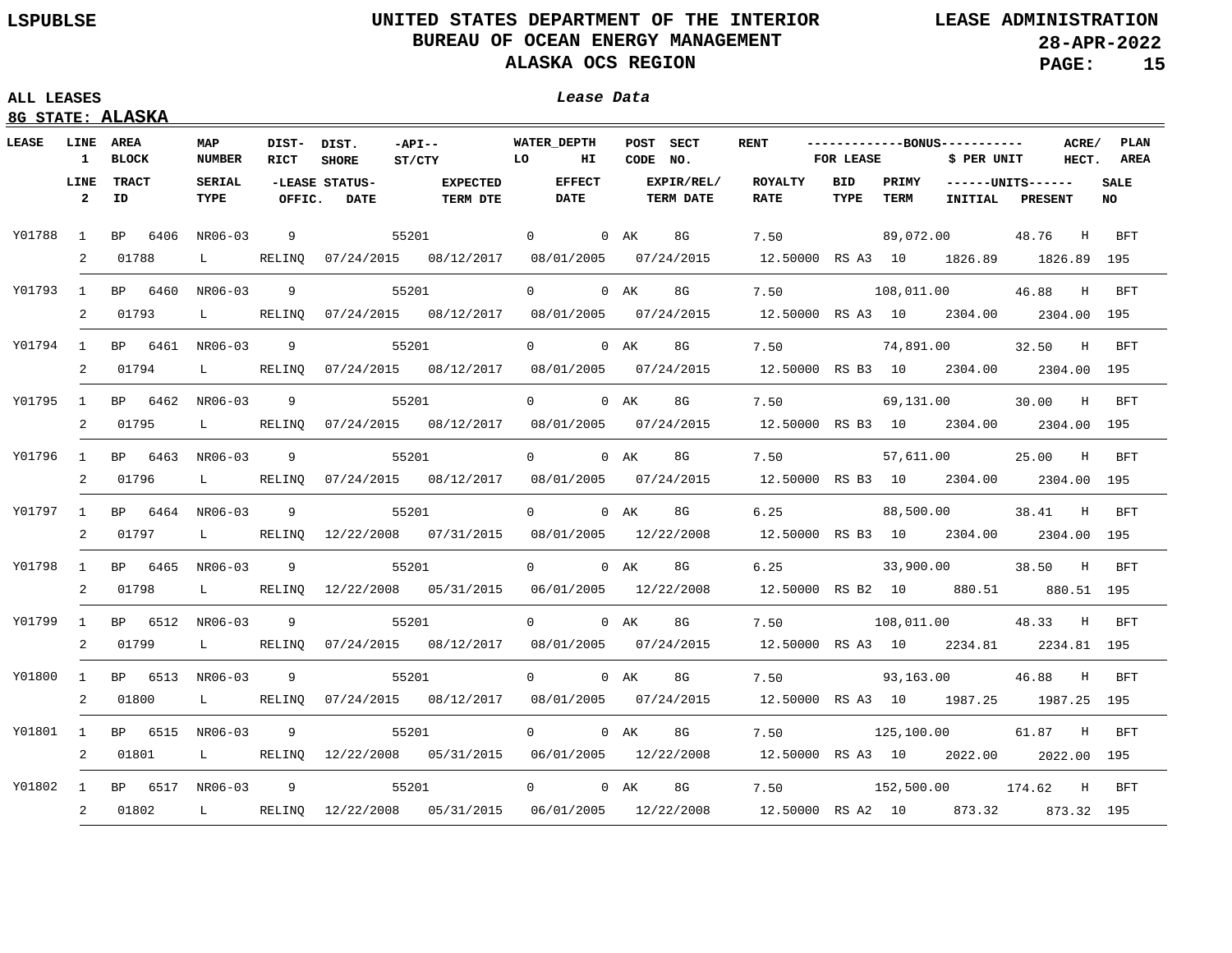**ALL LEASES**

*Lease Data*

**8G STATE: ALASKA**

| LEASE | LINE 1 | AREA BLOCK | MAP NUMBER | DIST-RICT | DIST. SHORE | -API-- ST/CTY | WATER_DEPTH LO | HI | POST CODE | SECT NO. | RENT | BONUS FOR LEASE | $ PER UNIT | ACRE/ HECT. | PLAN AREA |
|---|---|---|---|---|---|---|---|---|---|---|---|---|---|---|---|
| | **LINE 2** | **TRACT ID** | **SERIAL TYPE** | **LEASE STATUS OFFIC.** | **DATE** | **EXPECTED TERM DTE** | **EFFECT DATE** | | **EXPIR/REL/ TERM DATE** | | **ROYALTY RATE** | **BID TYPE / PRIMY TERM** | **UNITS INITIAL** | **PRESENT** | **SALE NO** |
| Y01788 | 1 | BP 6406 | NR06-03 | 9 | | 55201 | 0 | 0 | AK | 8G | 7.50 | 89,072.00 | 48.76 | H | BFT |
| | 2 | 01788 | L | RELINQ | 07/24/2015 | 08/12/2017 | 08/01/2005 | | 07/24/2015 | | 12.50000 | RS A3 10 | 1826.89 | 1826.89 | 195 |
| Y01793 | 1 | BP 6460 | NR06-03 | 9 | | 55201 | 0 | 0 | AK | 8G | 7.50 | 108,011.00 | 46.88 | H | BFT |
| | 2 | 01793 | L | RELINQ | 07/24/2015 | 08/12/2017 | 08/01/2005 | | 07/24/2015 | | 12.50000 | RS A3 10 | 2304.00 | 2304.00 | 195 |
| Y01794 | 1 | BP 6461 | NR06-03 | 9 | | 55201 | 0 | 0 | AK | 8G | 7.50 | 74,891.00 | 32.50 | H | BFT |
| | 2 | 01794 | L | RELINQ | 07/24/2015 | 08/12/2017 | 08/01/2005 | | 07/24/2015 | | 12.50000 | RS B3 10 | 2304.00 | 2304.00 | 195 |
| Y01795 | 1 | BP 6462 | NR06-03 | 9 | | 55201 | 0 | 0 | AK | 8G | 7.50 | 69,131.00 | 30.00 | H | BFT |
| | 2 | 01795 | L | RELINQ | 07/24/2015 | 08/12/2017 | 08/01/2005 | | 07/24/2015 | | 12.50000 | RS B3 10 | 2304.00 | 2304.00 | 195 |
| Y01796 | 1 | BP 6463 | NR06-03 | 9 | | 55201 | 0 | 0 | AK | 8G | 7.50 | 57,611.00 | 25.00 | H | BFT |
| | 2 | 01796 | L | RELINQ | 07/24/2015 | 08/12/2017 | 08/01/2005 | | 07/24/2015 | | 12.50000 | RS B3 10 | 2304.00 | 2304.00 | 195 |
| Y01797 | 1 | BP 6464 | NR06-03 | 9 | | 55201 | 0 | 0 | AK | 8G | 6.25 | 88,500.00 | 38.41 | H | BFT |
| | 2 | 01797 | L | RELINQ | 12/22/2008 | 07/31/2015 | 08/01/2005 | | 12/22/2008 | | 12.50000 | RS B3 10 | 2304.00 | 2304.00 | 195 |
| Y01798 | 1 | BP 6465 | NR06-03 | 9 | | 55201 | 0 | 0 | AK | 8G | 6.25 | 33,900.00 | 38.50 | H | BFT |
| | 2 | 01798 | L | RELINQ | 12/22/2008 | 05/31/2015 | 06/01/2005 | | 12/22/2008 | | 12.50000 | RS B2 10 | 880.51 | 880.51 | 195 |
| Y01799 | 1 | BP 6512 | NR06-03 | 9 | | 55201 | 0 | 0 | AK | 8G | 7.50 | 108,011.00 | 48.33 | H | BFT |
| | 2 | 01799 | L | RELINQ | 07/24/2015 | 08/12/2017 | 08/01/2005 | | 07/24/2015 | | 12.50000 | RS A3 10 | 2234.81 | 2234.81 | 195 |
| Y01800 | 1 | BP 6513 | NR06-03 | 9 | | 55201 | 0 | 0 | AK | 8G | 7.50 | 93,163.00 | 46.88 | H | BFT |
| | 2 | 01800 | L | RELINQ | 07/24/2015 | 08/12/2017 | 08/01/2005 | | 07/24/2015 | | 12.50000 | RS A3 10 | 1987.25 | 1987.25 | 195 |
| Y01801 | 1 | BP 6515 | NR06-03 | 9 | | 55201 | 0 | 0 | AK | 8G | 7.50 | 125,100.00 | 61.87 | H | BFT |
| | 2 | 01801 | L | RELINQ | 12/22/2008 | 05/31/2015 | 06/01/2005 | | 12/22/2008 | | 12.50000 | RS A3 10 | 2022.00 | 2022.00 | 195 |
| Y01802 | 1 | BP 6517 | NR06-03 | 9 | | 55201 | 0 | 0 | AK | 8G | 7.50 | 152,500.00 | 174.62 | H | BFT |
| | 2 | 01802 | L | RELINQ | 12/22/2008 | 05/31/2015 | 06/01/2005 | | 12/22/2008 | | 12.50000 | RS A2 10 | 873.32 | 873.32 | 195 |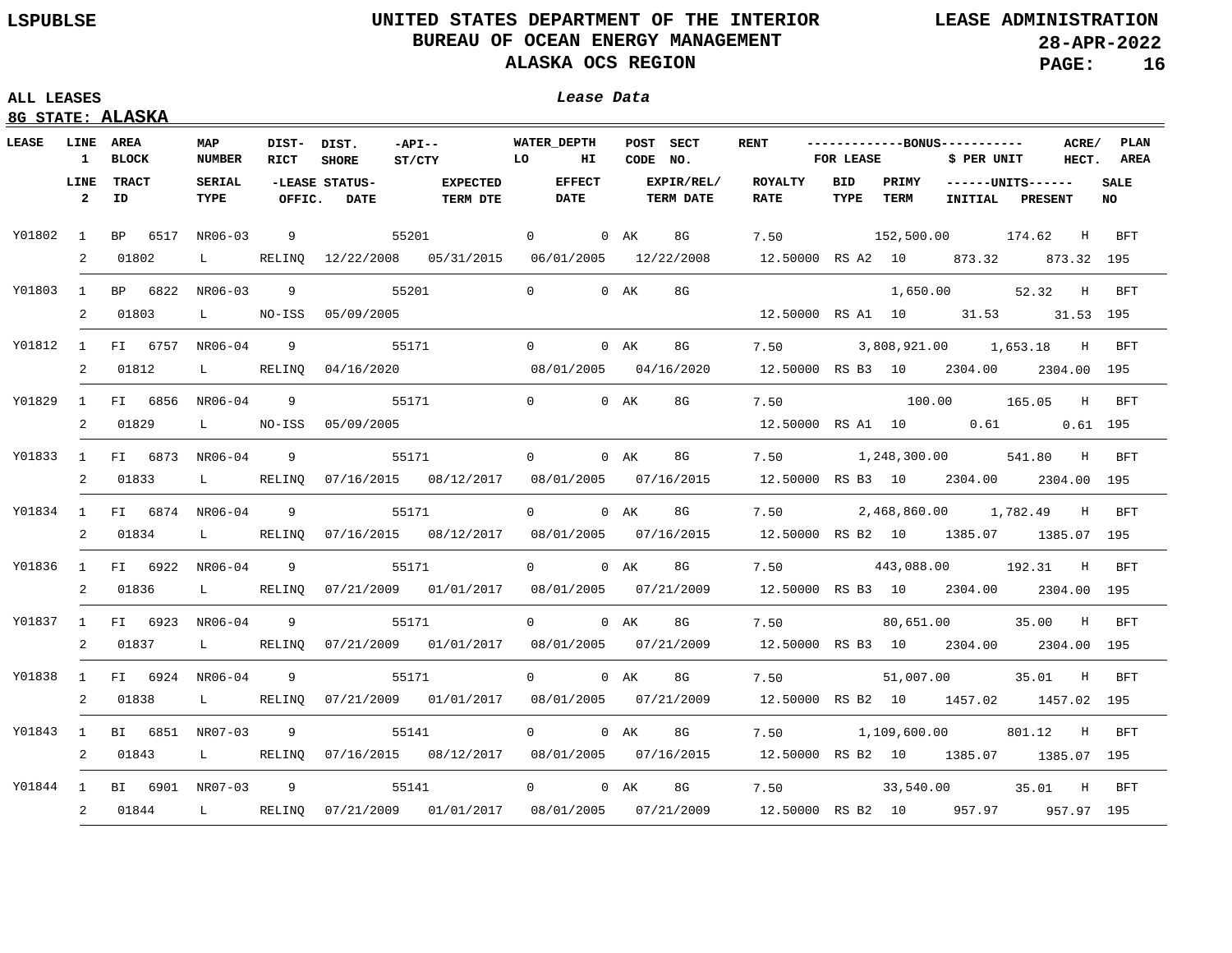LSPUBLSE

# UNITED STATES DEPARTMENT OF THE INTERIOR
## BUREAU OF OCEAN ENERGY MANAGEMENT
## ALASKA OCS REGION

LEASE ADMINISTRATION
28-APR-2022

ALL LEASES
8G STATE: **ALASKA**

*Lease Data*

| LEASE | LINE 1 / LINE 2 | AREA BLOCK / TRACT ID | MAP NUMBER / SERIAL TYPE | DIST-RICT / LEASE STATUS OFFIC. | DIST. SHORE / DATE | -API-- ST/CTY / EXPECTED TERM DTE | WATER_DEPTH LO / EFFECT DATE | HI | POST CODE | SECT NO. / EXPIR/REL/ TERM DATE | RENT / ROYALTY RATE | BID TYPE | BONUS FOR LEASE / PRIMY TERM | $ PER UNIT / UNITS INITIAL | ACRE/ HECT. / UNITS PRESENT | PLAN AREA / SALE NO |
|---|---|---|---|---|---|---|---|---|---|---|---|---|---|---|---|---|
| Y01802 | 1 | BP 6517 | NR06-03 | 9 | | 55201 | 0 | 0 | AK | 8G | 7.50 | | 152,500.00 | | 174.62 H | BFT |
| | 2 | 01802 | L | RELINQ | 12/22/2008 | 05/31/2015 | 06/01/2005 | | | 12/22/2008 | 12.50000 | RS A2 | 10 | 873.32 | 873.32 | 195 |
| Y01803 | 1 | BP 6822 | NR06-03 | 9 | | 55201 | 0 | 0 | AK | 8G | | | 1,650.00 | | 52.32 H | BFT |
| | 2 | 01803 | L | NO-ISS | 05/09/2005 | | | | | | 12.50000 | RS A1 | 10 | 31.53 | 31.53 | 195 |
| Y01812 | 1 | FI 6757 | NR06-04 | 9 | | 55171 | 0 | 0 | AK | 8G | 7.50 | | 3,808,921.00 | | 1,653.18 H | BFT |
| | 2 | 01812 | L | RELINQ | 04/16/2020 | | 08/01/2005 | | | 04/16/2020 | 12.50000 | RS B3 | 10 | 2304.00 | 2304.00 | 195 |
| Y01829 | 1 | FI 6856 | NR06-04 | 9 | | 55171 | 0 | 0 | AK | 8G | 7.50 | | 100.00 | | 165.05 H | BFT |
| | 2 | 01829 | L | NO-ISS | 05/09/2005 | | | | | | 12.50000 | RS A1 | 10 | 0.61 | 0.61 | 195 |
| Y01833 | 1 | FI 6873 | NR06-04 | 9 | | 55171 | 0 | 0 | AK | 8G | 7.50 | | 1,248,300.00 | | 541.80 H | BFT |
| | 2 | 01833 | L | RELINQ | 07/16/2015 | 08/12/2017 | 08/01/2005 | | | 07/16/2015 | 12.50000 | RS B3 | 10 | 2304.00 | 2304.00 | 195 |
| Y01834 | 1 | FI 6874 | NR06-04 | 9 | | 55171 | 0 | 0 | AK | 8G | 7.50 | | 2,468,860.00 | | 1,782.49 H | BFT |
| | 2 | 01834 | L | RELINQ | 07/16/2015 | 08/12/2017 | 08/01/2005 | | | 07/16/2015 | 12.50000 | RS B2 | 10 | 1385.07 | 1385.07 | 195 |
| Y01836 | 1 | FI 6922 | NR06-04 | 9 | | 55171 | 0 | 0 | AK | 8G | 7.50 | | 443,088.00 | | 192.31 H | BFT |
| | 2 | 01836 | L | RELINQ | 07/21/2009 | 01/01/2017 | 08/01/2005 | | | 07/21/2009 | 12.50000 | RS B3 | 10 | 2304.00 | 2304.00 | 195 |
| Y01837 | 1 | FI 6923 | NR06-04 | 9 | | 55171 | 0 | 0 | AK | 8G | 7.50 | | 80,651.00 | | 35.00 H | BFT |
| | 2 | 01837 | L | RELINQ | 07/21/2009 | 01/01/2017 | 08/01/2005 | | | 07/21/2009 | 12.50000 | RS B3 | 10 | 2304.00 | 2304.00 | 195 |
| Y01838 | 1 | FI 6924 | NR06-04 | 9 | | 55171 | 0 | 0 | AK | 8G | 7.50 | | 51,007.00 | | 35.01 H | BFT |
| | 2 | 01838 | L | RELINQ | 07/21/2009 | 01/01/2017 | 08/01/2005 | | | 07/21/2009 | 12.50000 | RS B2 | 10 | 1457.02 | 1457.02 | 195 |
| Y01843 | 1 | BI 6851 | NR07-03 | 9 | | 55141 | 0 | 0 | AK | 8G | 7.50 | | 1,109,600.00 | | 801.12 H | BFT |
| | 2 | 01843 | L | RELINQ | 07/16/2015 | 08/12/2017 | 08/01/2005 | | | 07/16/2015 | 12.50000 | RS B2 | 10 | 1385.07 | 1385.07 | 195 |
| Y01844 | 1 | BI 6901 | NR07-03 | 9 | | 55141 | 0 | 0 | AK | 8G | 7.50 | | 33,540.00 | | 35.01 H | BFT |
| | 2 | 01844 | L | RELINQ | 07/21/2009 | 01/01/2017 | 08/01/2005 | | | 07/21/2009 | 12.50000 | RS B2 | 10 | 957.97 | 957.97 | 195 |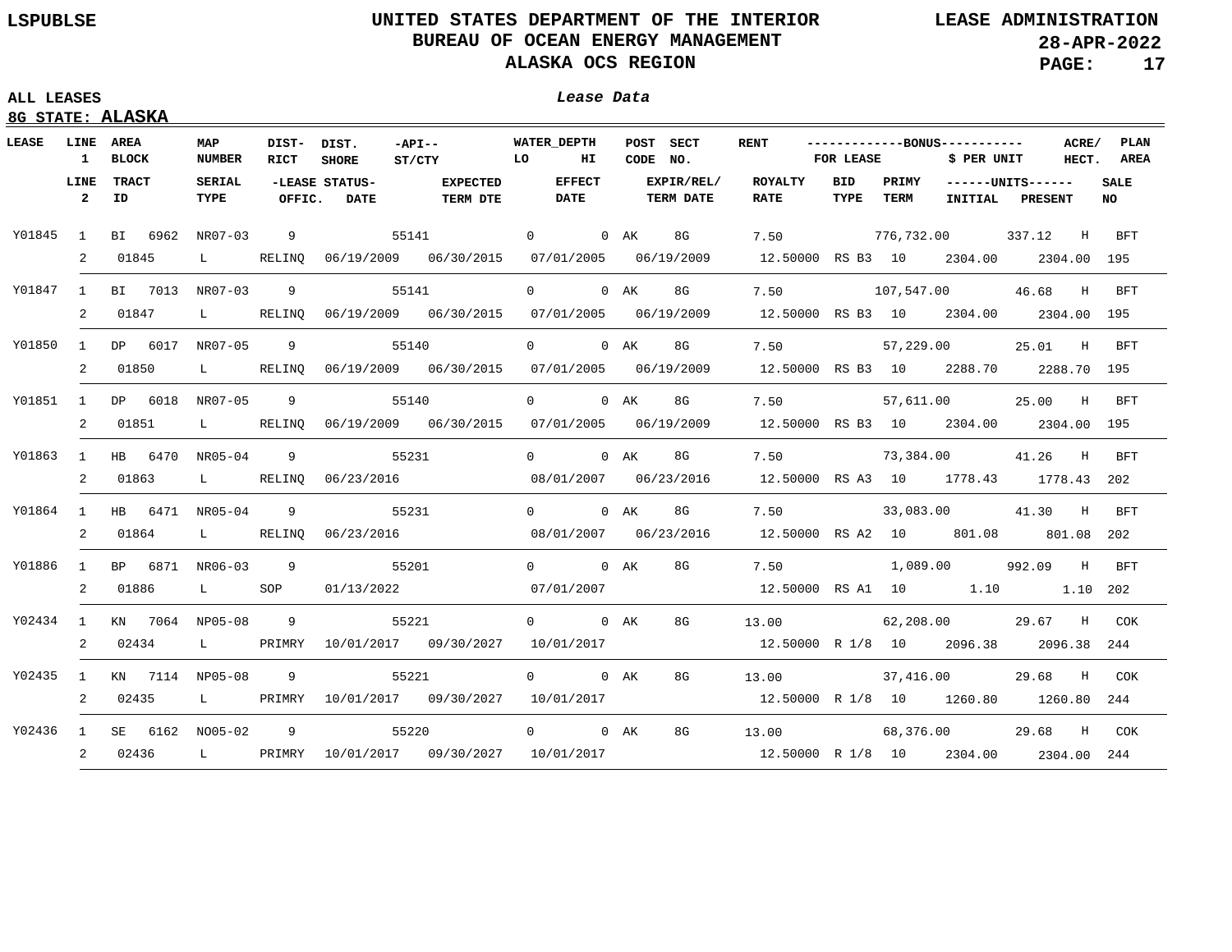**UNITED STATES DEPARTMENT OF THE INTERIOR**
**BUREAU OF OCEAN ENERGY MANAGEMENT**
**ALASKA OCS REGION**

LSPUBLSE — LEASE ADMINISTRATION — 28-APR-2022

**ALL LEASES** — ***Lease Data***

**8G STATE: ALASKA**

| LEASE | LINE | AREA BLOCK / TRACT ID | MAP NUMBER / SERIAL TYPE | DIST-RICT / LEASE STATUS OFFIC. | DIST. SHORE / LEASE STATUS DATE | API ST/CTY / EXPECTED TERM DTE | WATER_DEPTH LO / EFFECT DATE | WATER_DEPTH HI / POST CODE | SECT NO. / EXPIR/REL/ TERM DATE | RENT / ROYALTY RATE | BONUS FOR LEASE / BID TYPE | PRIMY TERM | $ PER UNIT / UNITS INITIAL | ACRE/HECT. / UNITS PRESENT | PLAN AREA / SALE NO |
|---|---|---|---|---|---|---|---|---|---|---|---|---|---|---|---|
| Y01845 | 1 | BI 6962 | NR07-03 | 9 | | 55141 | 0 | 0 AK | 8G | 7.50 | 776,732.00 | | 337.12 | H | BFT |
| | 2 | 01845 | L | RELINQ | 06/19/2009 | 06/30/2015 | 07/01/2005 | | 06/19/2009 | 12.50000 | RS B3 | 10 | 2304.00 | 2304.00 | 195 |
| Y01847 | 1 | BI 7013 | NR07-03 | 9 | | 55141 | 0 | 0 AK | 8G | 7.50 | 107,547.00 | | 46.68 | H | BFT |
| | 2 | 01847 | L | RELINQ | 06/19/2009 | 06/30/2015 | 07/01/2005 | | 06/19/2009 | 12.50000 | RS B3 | 10 | 2304.00 | 2304.00 | 195 |
| Y01850 | 1 | DP 6017 | NR07-05 | 9 | | 55140 | 0 | 0 AK | 8G | 7.50 | 57,229.00 | | 25.01 | H | BFT |
| | 2 | 01850 | L | RELINQ | 06/19/2009 | 06/30/2015 | 07/01/2005 | | 06/19/2009 | 12.50000 | RS B3 | 10 | 2288.70 | 2288.70 | 195 |
| Y01851 | 1 | DP 6018 | NR07-05 | 9 | | 55140 | 0 | 0 AK | 8G | 7.50 | 57,611.00 | | 25.00 | H | BFT |
| | 2 | 01851 | L | RELINQ | 06/19/2009 | 06/30/2015 | 07/01/2005 | | 06/19/2009 | 12.50000 | RS B3 | 10 | 2304.00 | 2304.00 | 195 |
| Y01863 | 1 | HB 6470 | NR05-04 | 9 | | 55231 | 0 | 0 AK | 8G | 7.50 | 73,384.00 | | 41.26 | H | BFT |
| | 2 | 01863 | L | RELINQ | 06/23/2016 | | 08/01/2007 | | 06/23/2016 | 12.50000 | RS A3 | 10 | 1778.43 | 1778.43 | 202 |
| Y01864 | 1 | HB 6471 | NR05-04 | 9 | | 55231 | 0 | 0 AK | 8G | 7.50 | 33,083.00 | | 41.30 | H | BFT |
| | 2 | 01864 | L | RELINQ | 06/23/2016 | | 08/01/2007 | | 06/23/2016 | 12.50000 | RS A2 | 10 | 801.08 | 801.08 | 202 |
| Y01886 | 1 | BP 6871 | NR06-03 | 9 | | 55201 | 0 | 0 AK | 8G | 7.50 | 1,089.00 | | 992.09 | H | BFT |
| | 2 | 01886 | L | SOP | 01/13/2022 | | 07/01/2007 | | | 12.50000 | RS A1 | 10 | 1.10 | 1.10 | 202 |
| Y02434 | 1 | KN 7064 | NP05-08 | 9 | | 55221 | 0 | 0 AK | 8G | 13.00 | 62,208.00 | | 29.67 | H | COK |
| | 2 | 02434 | L | PRIMRY | 10/01/2017 | 09/30/2027 | 10/01/2017 | | | 12.50000 | R 1/8 | 10 | 2096.38 | 2096.38 | 244 |
| Y02435 | 1 | KN 7114 | NP05-08 | 9 | | 55221 | 0 | 0 AK | 8G | 13.00 | 37,416.00 | | 29.68 | H | COK |
| | 2 | 02435 | L | PRIMRY | 10/01/2017 | 09/30/2027 | 10/01/2017 | | | 12.50000 | R 1/8 | 10 | 1260.80 | 1260.80 | 244 |
| Y02436 | 1 | SE 6162 | NO05-02 | 9 | | 55220 | 0 | 0 AK | 8G | 13.00 | 68,376.00 | | 29.68 | H | COK |
| | 2 | 02436 | L | PRIMRY | 10/01/2017 | 09/30/2027 | 10/01/2017 | | | 12.50000 | R 1/8 | 10 | 2304.00 | 2304.00 | 244 |